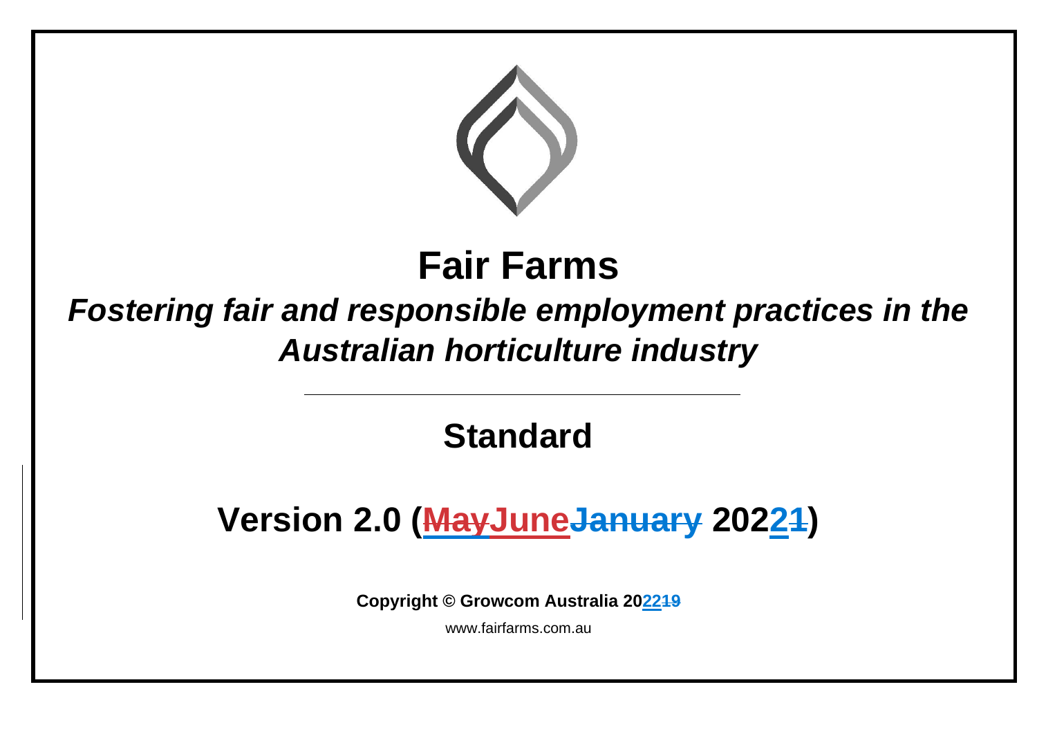# Fair Farms

## *Fostering fair and responsible employment practices in the Australian horticulture industry*

---

## Standard

## Version 2.0 (MayJuneJanuary 20221)

**Copyright © Growcom Australia 202219**

www.fairfarms.com.au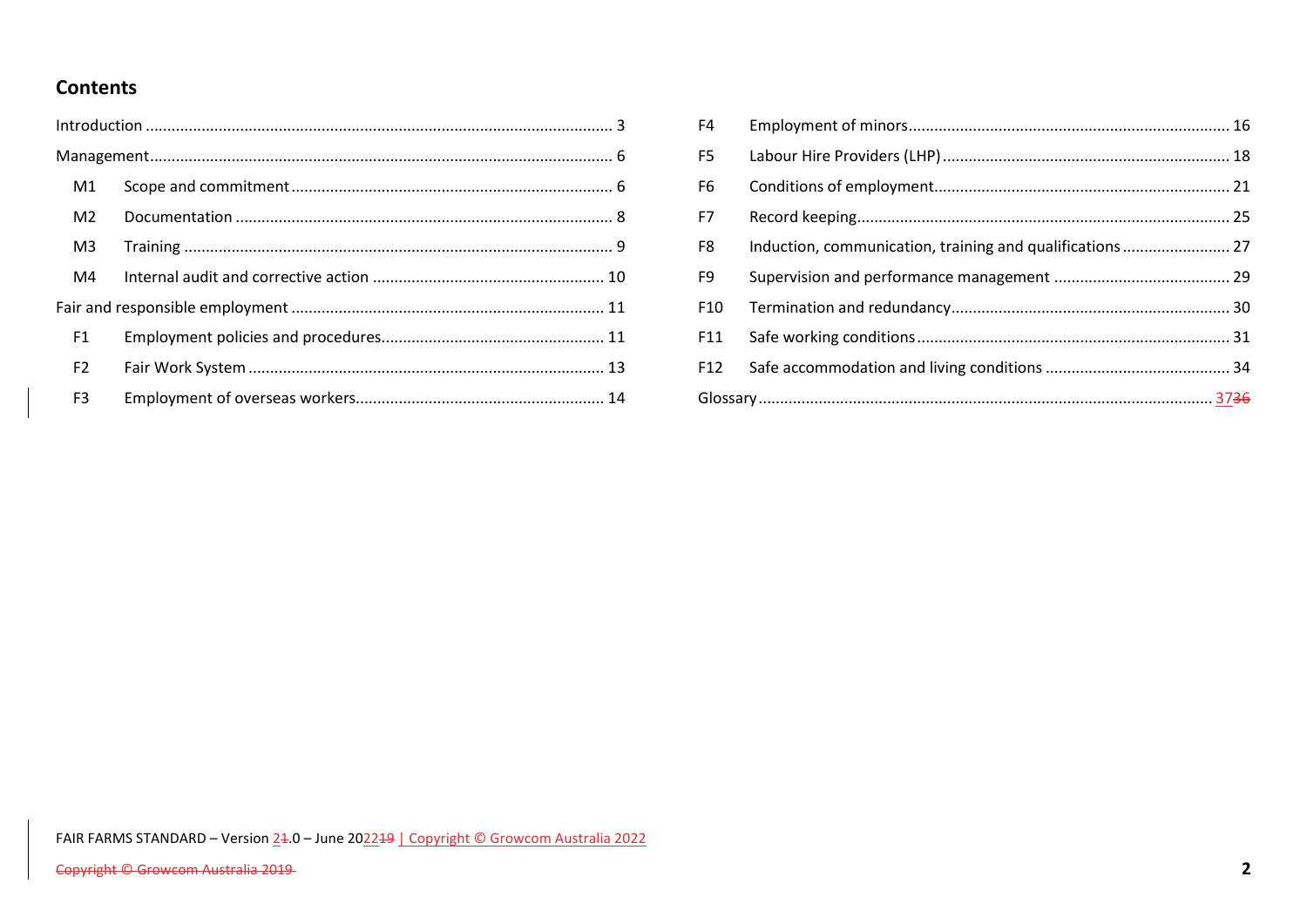## Contents

Introduction ... 3

Management ... 6

- M1 Scope and commitment ... 6
- M2 Documentation ... 8
- M3 Training ... 9
- M4 Internal audit and corrective action ... 10

Fair and responsible employment ... 11

- F1 Employment policies and procedures ... 11
- F2 Fair Work System ... 13
- F3 Employment of overseas workers ... 14
- F4 Employment of minors ... 16
- F5 Labour Hire Providers (LHP) ... 18
- F6 Conditions of employment ... 21
- F7 Record keeping ... 25
- F8 Induction, communication, training and qualifications ... 27
- F9 Supervision and performance management ... 29
- F10 Termination and redundancy ... 30
- F11 Safe working conditions ... 31
- F12 Safe accommodation and living conditions ... 34

Glossary ... ~~36~~ 37

FAIR FARMS STANDARD – Version ~~1~~2.0 – June 20~~19~~22 | Copyright © Growcom Australia 2022

~~Copyright © Growcom Australia 2019~~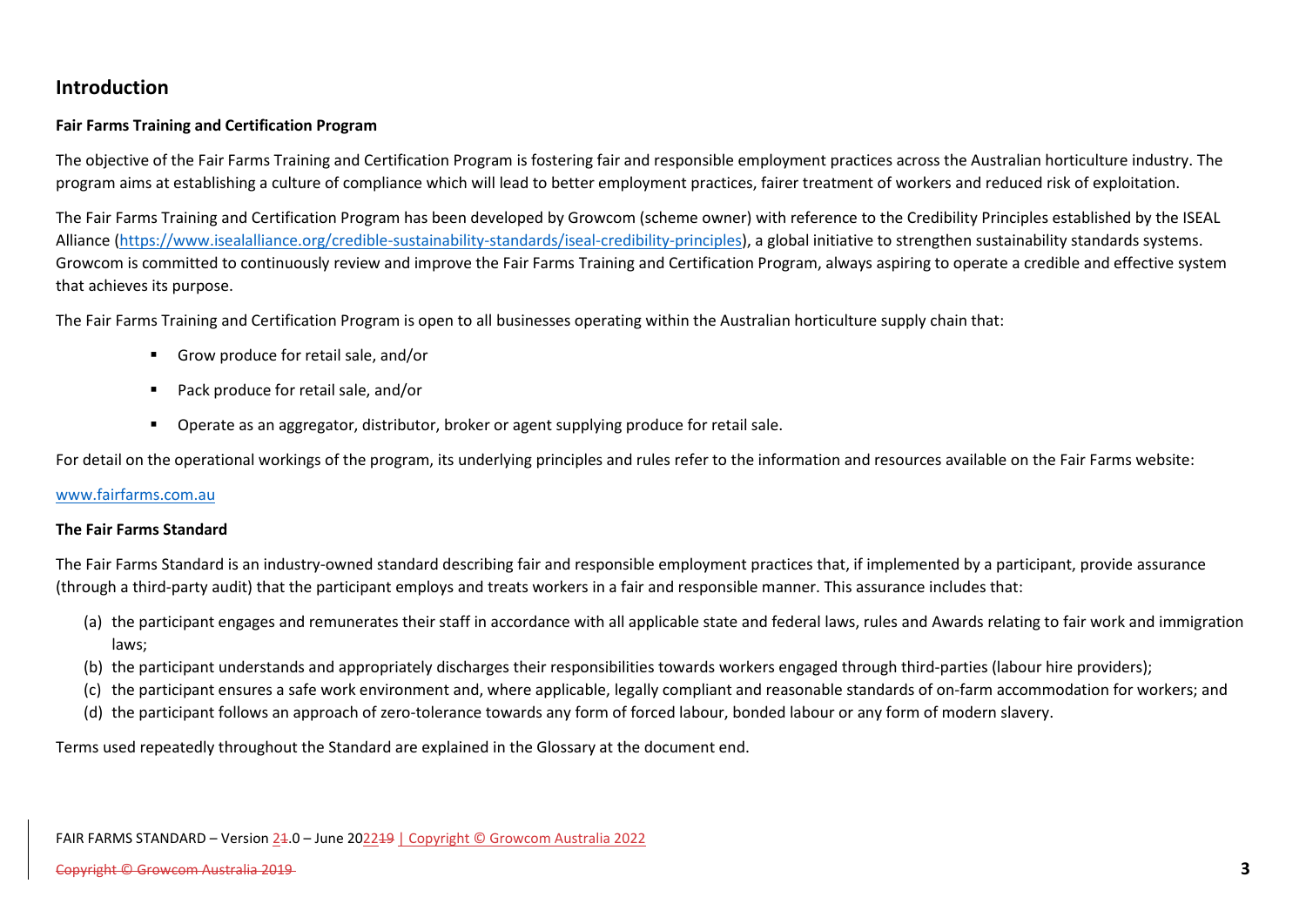## Introduction

**Fair Farms Training and Certification Program**

The objective of the Fair Farms Training and Certification Program is fostering fair and responsible employment practices across the Australian horticulture industry. The program aims at establishing a culture of compliance which will lead to better employment practices, fairer treatment of workers and reduced risk of exploitation.

The Fair Farms Training and Certification Program has been developed by Growcom (scheme owner) with reference to the Credibility Principles established by the ISEAL Alliance (https://www.isealalliance.org/credible-sustainability-standards/iseal-credibility-principles), a global initiative to strengthen sustainability standards systems. Growcom is committed to continuously review and improve the Fair Farms Training and Certification Program, always aspiring to operate a credible and effective system that achieves its purpose.

The Fair Farms Training and Certification Program is open to all businesses operating within the Australian horticulture supply chain that:

- Grow produce for retail sale, and/or
- Pack produce for retail sale, and/or
- Operate as an aggregator, distributor, broker or agent supplying produce for retail sale.

For detail on the operational workings of the program, its underlying principles and rules refer to the information and resources available on the Fair Farms website:

www.fairfarms.com.au

**The Fair Farms Standard**

The Fair Farms Standard is an industry-owned standard describing fair and responsible employment practices that, if implemented by a participant, provide assurance (through a third-party audit) that the participant employs and treats workers in a fair and responsible manner. This assurance includes that:

(a) the participant engages and remunerates their staff in accordance with all applicable state and federal laws, rules and Awards relating to fair work and immigration laws;
(b) the participant understands and appropriately discharges their responsibilities towards workers engaged through third-parties (labour hire providers);
(c) the participant ensures a safe work environment and, where applicable, legally compliant and reasonable standards of on-farm accommodation for workers; and
(d) the participant follows an approach of zero-tolerance towards any form of forced labour, bonded labour or any form of modern slavery.

Terms used repeatedly throughout the Standard are explained in the Glossary at the document end.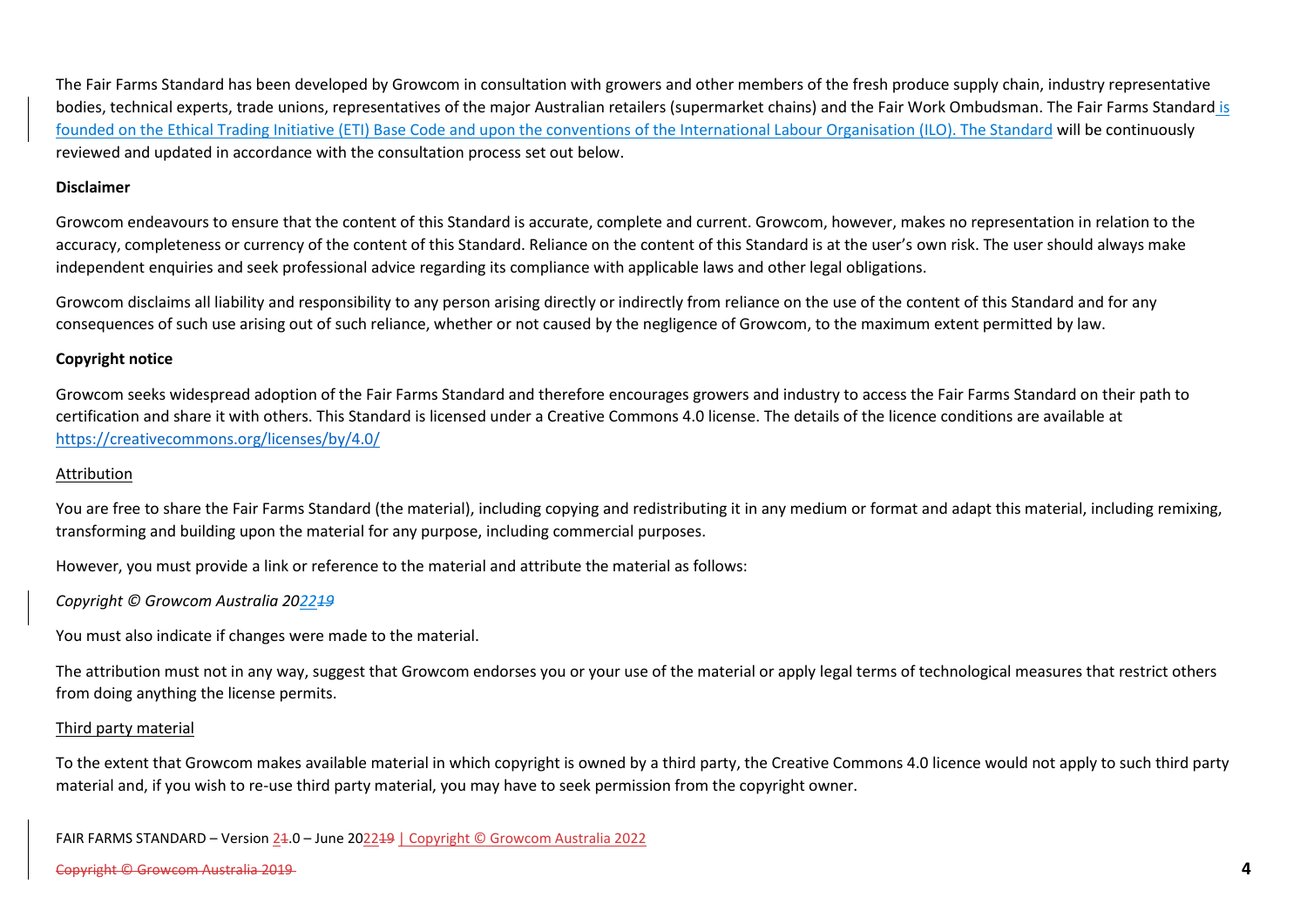The Fair Farms Standard has been developed by Growcom in consultation with growers and other members of the fresh produce supply chain, industry representative bodies, technical experts, trade unions, representatives of the major Australian retailers (supermarket chains) and the Fair Work Ombudsman. The Fair Farms Standard is founded on the Ethical Trading Initiative (ETI) Base Code and upon the conventions of the International Labour Organisation (ILO). The Standard will be continuously reviewed and updated in accordance with the consultation process set out below.

**Disclaimer**

Growcom endeavours to ensure that the content of this Standard is accurate, complete and current. Growcom, however, makes no representation in relation to the accuracy, completeness or currency of the content of this Standard. Reliance on the content of this Standard is at the user's own risk. The user should always make independent enquiries and seek professional advice regarding its compliance with applicable laws and other legal obligations.

Growcom disclaims all liability and responsibility to any person arising directly or indirectly from reliance on the use of the content of this Standard and for any consequences of such use arising out of such reliance, whether or not caused by the negligence of Growcom, to the maximum extent permitted by law.

**Copyright notice**

Growcom seeks widespread adoption of the Fair Farms Standard and therefore encourages growers and industry to access the Fair Farms Standard on their path to certification and share it with others. This Standard is licensed under a Creative Commons 4.0 license. The details of the licence conditions are available at https://creativecommons.org/licenses/by/4.0/

Attribution

You are free to share the Fair Farms Standard (the material), including copying and redistributing it in any medium or format and adapt this material, including remixing, transforming and building upon the material for any purpose, including commercial purposes.

However, you must provide a link or reference to the material and attribute the material as follows:

*Copyright © Growcom Australia 2022*

You must also indicate if changes were made to the material.

The attribution must not in any way, suggest that Growcom endorses you or your use of the material or apply legal terms of technological measures that restrict others from doing anything the license permits.

Third party material

To the extent that Growcom makes available material in which copyright is owned by a third party, the Creative Commons 4.0 licence would not apply to such third party material and, if you wish to re-use third party material, you may have to seek permission from the copyright owner.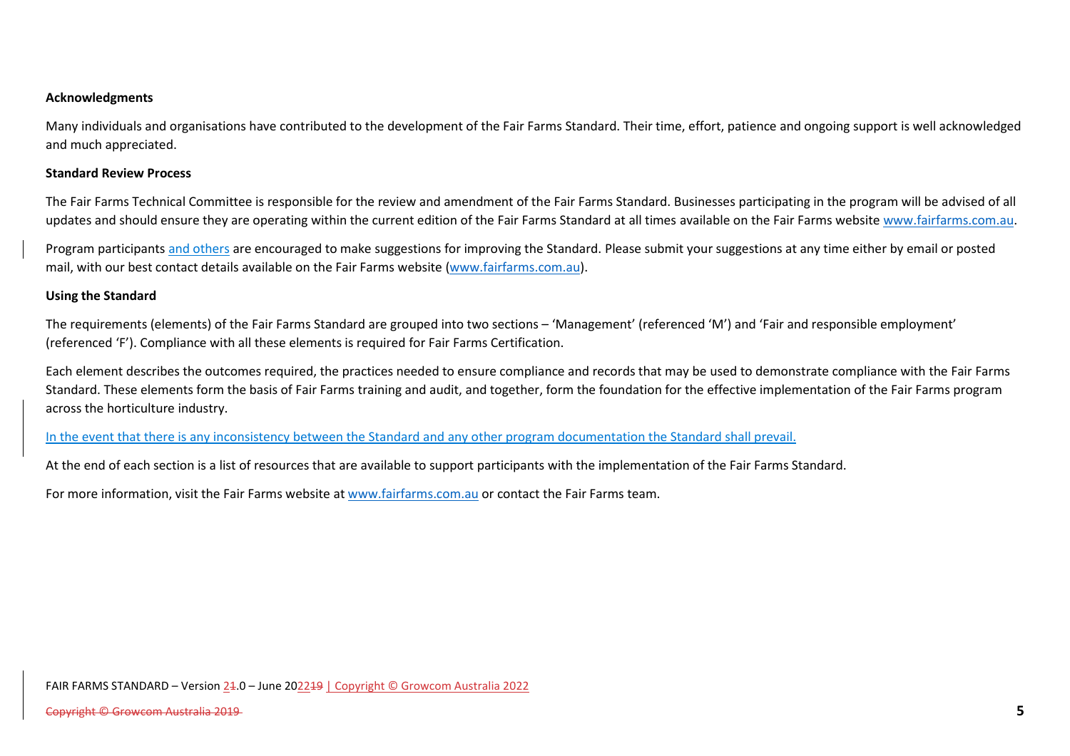**Acknowledgments**

Many individuals and organisations have contributed to the development of the Fair Farms Standard. Their time, effort, patience and ongoing support is well acknowledged and much appreciated.

**Standard Review Process**

The Fair Farms Technical Committee is responsible for the review and amendment of the Fair Farms Standard. Businesses participating in the program will be advised of all updates and should ensure they are operating within the current edition of the Fair Farms Standard at all times available on the Fair Farms website www.fairfarms.com.au.

Program participants and others are encouraged to make suggestions for improving the Standard. Please submit your suggestions at any time either by email or posted mail, with our best contact details available on the Fair Farms website (www.fairfarms.com.au).

**Using the Standard**

The requirements (elements) of the Fair Farms Standard are grouped into two sections – 'Management' (referenced 'M') and 'Fair and responsible employment' (referenced 'F'). Compliance with all these elements is required for Fair Farms Certification.

Each element describes the outcomes required, the practices needed to ensure compliance and records that may be used to demonstrate compliance with the Fair Farms Standard. These elements form the basis of Fair Farms training and audit, and together, form the foundation for the effective implementation of the Fair Farms program across the horticulture industry.

In the event that there is any inconsistency between the Standard and any other program documentation the Standard shall prevail.

At the end of each section is a list of resources that are available to support participants with the implementation of the Fair Farms Standard.

For more information, visit the Fair Farms website at www.fairfarms.com.au or contact the Fair Farms team.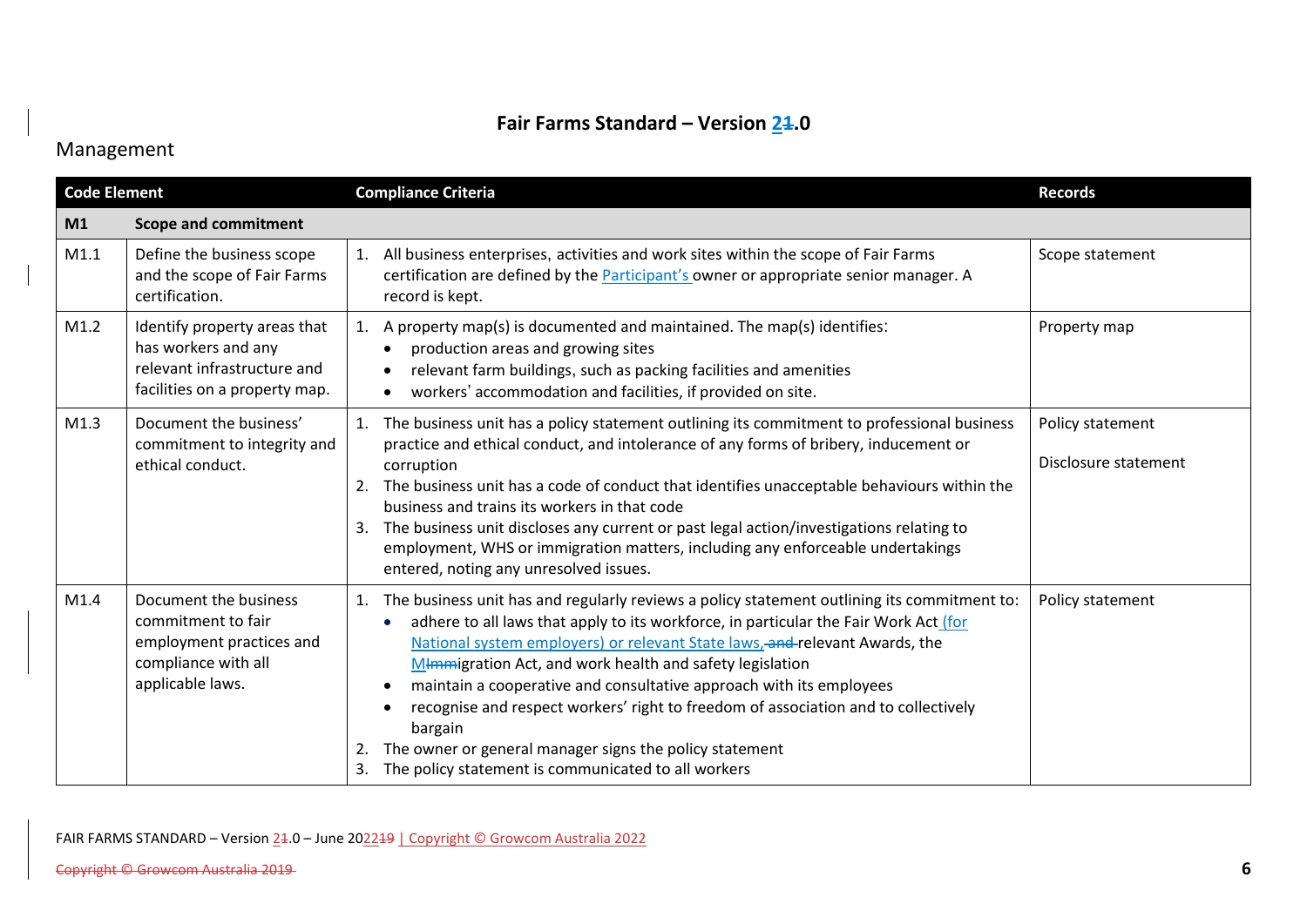# Fair Farms Standard – Version 2.0

## Management

| Code Element | | Compliance Criteria | Records |
|---|---|---|---|
| **M1** | **Scope and commitment** | | |
| M1.1 | Define the business scope and the scope of Fair Farms certification. | 1. All business enterprises, activities and work sites within the scope of Fair Farms certification are defined by the Participant's owner or appropriate senior manager. A record is kept. | Scope statement |
| M1.2 | Identify property areas that has workers and any relevant infrastructure and facilities on a property map. | 1. A property map(s) is documented and maintained. The map(s) identifies:<br>• production areas and growing sites<br>• relevant farm buildings, such as packing facilities and amenities<br>• workers' accommodation and facilities, if provided on site. | Property map |
| M1.3 | Document the business' commitment to integrity and ethical conduct. | 1. The business unit has a policy statement outlining its commitment to professional business practice and ethical conduct, and intolerance of any forms of bribery, inducement or corruption<br>2. The business unit has a code of conduct that identifies unacceptable behaviours within the business and trains its workers in that code<br>3. The business unit discloses any current or past legal action/investigations relating to employment, WHS or immigration matters, including any enforceable undertakings entered, noting any unresolved issues. | Policy statement<br><br>Disclosure statement |
| M1.4 | Document the business commitment to fair employment practices and compliance with all applicable laws. | 1. The business unit has and regularly reviews a policy statement outlining its commitment to:<br>• adhere to all laws that apply to its workforce, in particular the Fair Work Act (for National system employers) or relevant State laws, relevant Awards, the Migration Act, and work health and safety legislation<br>• maintain a cooperative and consultative approach with its employees<br>• recognise and respect workers' right to freedom of association and to collectively bargain<br>2. The owner or general manager signs the policy statement<br>3. The policy statement is communicated to all workers | Policy statement |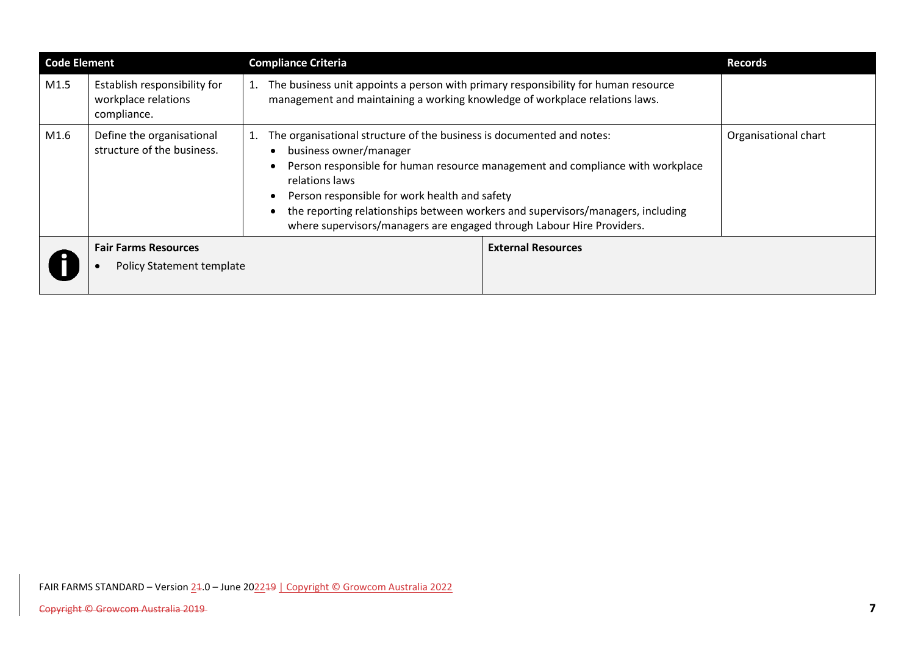| Code Element | | Compliance Criteria | Records |
| --- | --- | --- | --- |
| M1.5 | Establish responsibility for workplace relations compliance. | 1. The business unit appoints a person with primary responsibility for human resource management and maintaining a working knowledge of workplace relations laws. | |
| M1.6 | Define the organisational structure of the business. | 1. The organisational structure of the business is documented and notes:<br>• business owner/manager<br>• Person responsible for human resource management and compliance with workplace relations laws<br>• Person responsible for work health and safety<br>• the reporting relationships between workers and supervisors/managers, including where supervisors/managers are engaged through Labour Hire Providers. | Organisational chart |

| | Fair Farms Resources | External Resources |
| --- | --- | --- |
| i | • Policy Statement template | |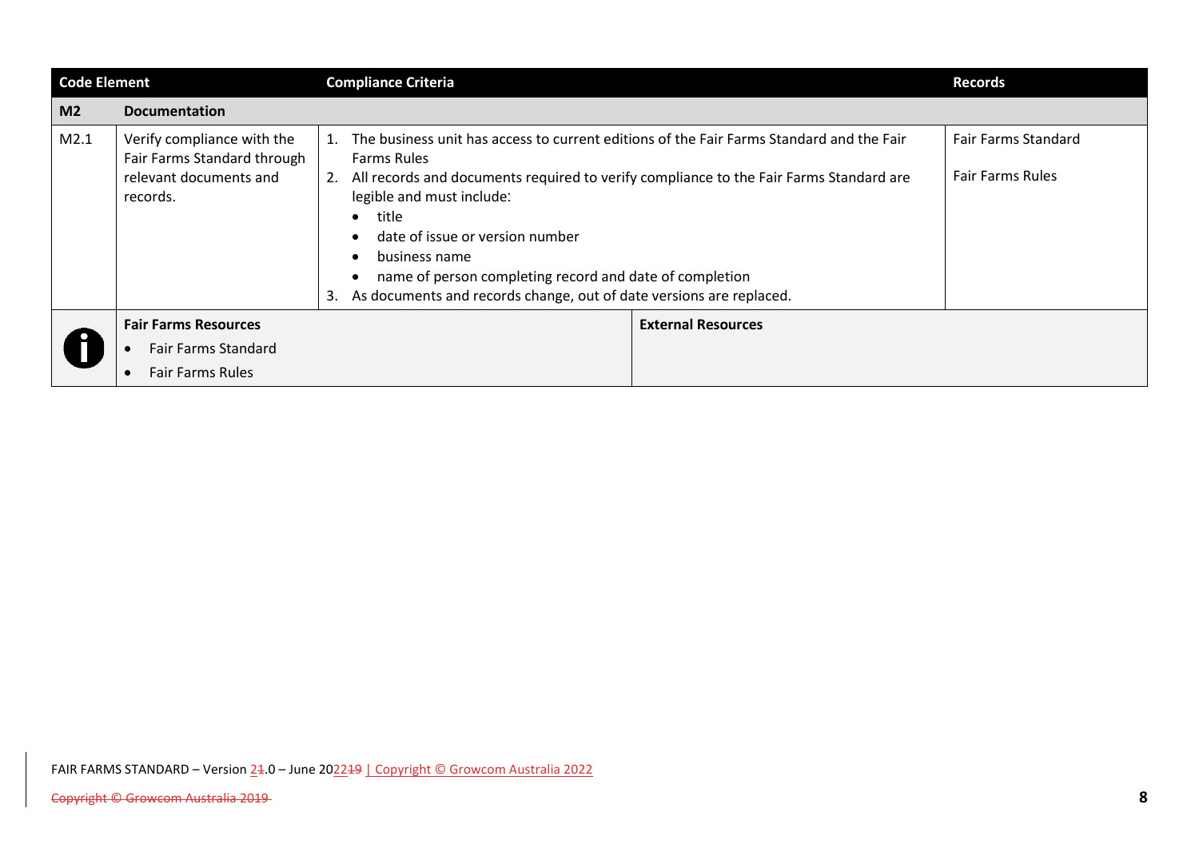| Code Element | | Compliance Criteria | Records |
|---|---|---|---|
| **M2** | **Documentation** | | |
| M2.1 | Verify compliance with the Fair Farms Standard through relevant documents and records. | 1. The business unit has access to current editions of the Fair Farms Standard and the Fair Farms Rules<br>2. All records and documents required to verify compliance to the Fair Farms Standard are legible and must include:<br>• title<br>• date of issue or version number<br>• business name<br>• name of person completing record and date of completion<br>3. As documents and records change, out of date versions are replaced. | Fair Farms Standard<br><br>Fair Farms Rules |

| | Fair Farms Resources | External Resources |
|---|---|---|
| | • Fair Farms Standard<br>• Fair Farms Rules | |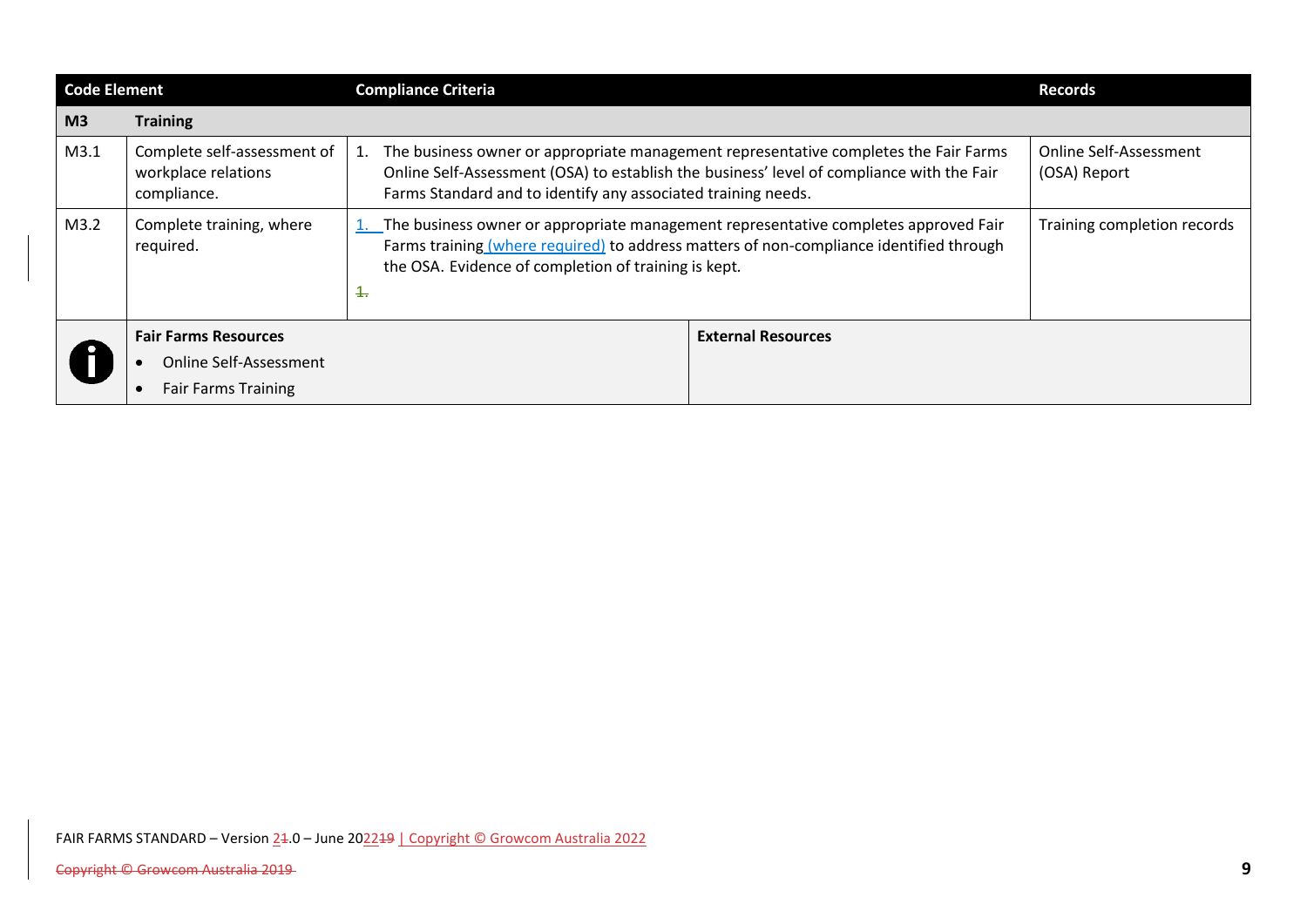| Code Element | | Compliance Criteria | Records |
|---|---|---|---|
| **M3** | **Training** | | |
| M3.1 | Complete self-assessment of workplace relations compliance. | 1. The business owner or appropriate management representative completes the Fair Farms Online Self-Assessment (OSA) to establish the business' level of compliance with the Fair Farms Standard and to identify any associated training needs. | Online Self-Assessment (OSA) Report |
| M3.2 | Complete training, where required. | 1. The business owner or appropriate management representative completes approved Fair Farms training (where required) to address matters of non-compliance identified through the OSA. Evidence of completion of training is kept. | Training completion records |

**Fair Farms Resources**

- Online Self-Assessment
- Fair Farms Training

**External Resources**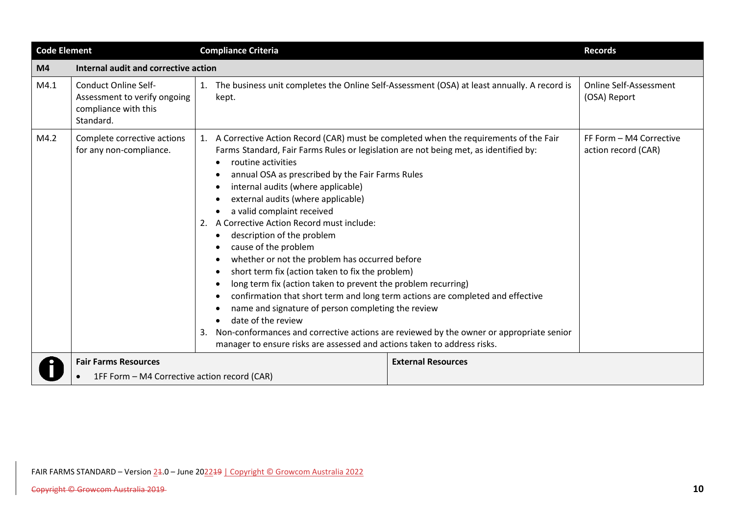| Code Element | | Compliance Criteria | Records |
|---|---|---|---|
| **M4** | **Internal audit and corrective action** | | |
| M4.1 | Conduct Online Self-Assessment to verify ongoing compliance with this Standard. | 1. The business unit completes the Online Self-Assessment (OSA) at least annually. A record is kept. | Online Self-Assessment (OSA) Report |
| M4.2 | Complete corrective actions for any non-compliance. | 1. A Corrective Action Record (CAR) must be completed when the requirements of the Fair Farms Standard, Fair Farms Rules or legislation are not being met, as identified by:<br>• routine activities<br>• annual OSA as prescribed by the Fair Farms Rules<br>• internal audits (where applicable)<br>• external audits (where applicable)<br>• a valid complaint received<br>2. A Corrective Action Record must include:<br>• description of the problem<br>• cause of the problem<br>• whether or not the problem has occurred before<br>• short term fix (action taken to fix the problem)<br>• long term fix (action taken to prevent the problem recurring)<br>• confirmation that short term and long term actions are completed and effective<br>• name and signature of person completing the review<br>• date of the review<br>3. Non-conformances and corrective actions are reviewed by the owner or appropriate senior manager to ensure risks are assessed and actions taken to address risks. | FF Form – M4 Corrective action record (CAR) |

| | Fair Farms Resources | External Resources |
|---|---|---|
| i | • 1FF Form – M4 Corrective action record (CAR) | |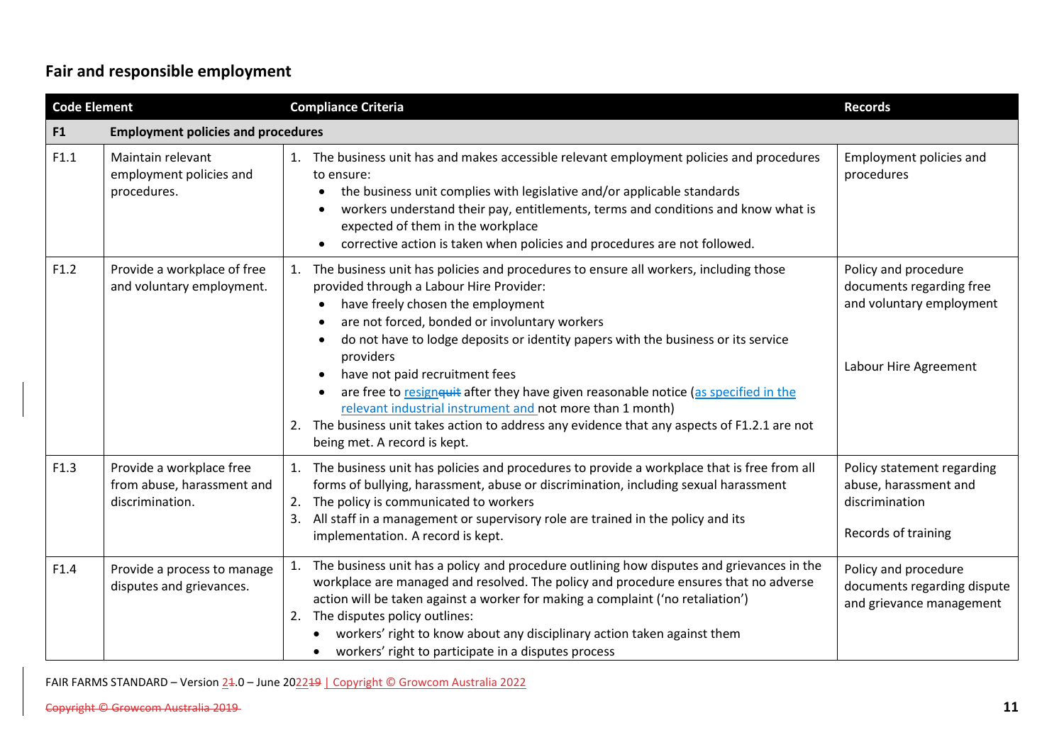## Fair and responsible employment

| Code Element | | Compliance Criteria | Records |
|---|---|---|---|
| **F1** | **Employment policies and procedures** | | |
| F1.1 | Maintain relevant employment policies and procedures. | 1. The business unit has and makes accessible relevant employment policies and procedures to ensure:<br>• the business unit complies with legislative and/or applicable standards<br>• workers understand their pay, entitlements, terms and conditions and know what is expected of them in the workplace<br>• corrective action is taken when policies and procedures are not followed. | Employment policies and procedures |
| F1.2 | Provide a workplace of free and voluntary employment. | 1. The business unit has policies and procedures to ensure all workers, including those provided through a Labour Hire Provider:<br>• have freely chosen the employment<br>• are not forced, bonded or involuntary workers<br>• do not have to lodge deposits or identity papers with the business or its service providers<br>• have not paid recruitment fees<br>• are free to resign~~quit~~ after they have given reasonable notice (as specified in the relevant industrial instrument and not more than 1 month)<br>2. The business unit takes action to address any evidence that any aspects of F1.2.1 are not being met. A record is kept. | Policy and procedure documents regarding free and voluntary employment<br><br>Labour Hire Agreement |
| F1.3 | Provide a workplace free from abuse, harassment and discrimination. | 1. The business unit has policies and procedures to provide a workplace that is free from all forms of bullying, harassment, abuse or discrimination, including sexual harassment<br>2. The policy is communicated to workers<br>3. All staff in a management or supervisory role are trained in the policy and its implementation. A record is kept. | Policy statement regarding abuse, harassment and discrimination<br><br>Records of training |
| F1.4 | Provide a process to manage disputes and grievances. | 1. The business unit has a policy and procedure outlining how disputes and grievances in the workplace are managed and resolved. The policy and procedure ensures that no adverse action will be taken against a worker for making a complaint ('no retaliation')<br>2. The disputes policy outlines:<br>• workers' right to know about any disciplinary action taken against them<br>• workers' right to participate in a disputes process | Policy and procedure documents regarding dispute and grievance management |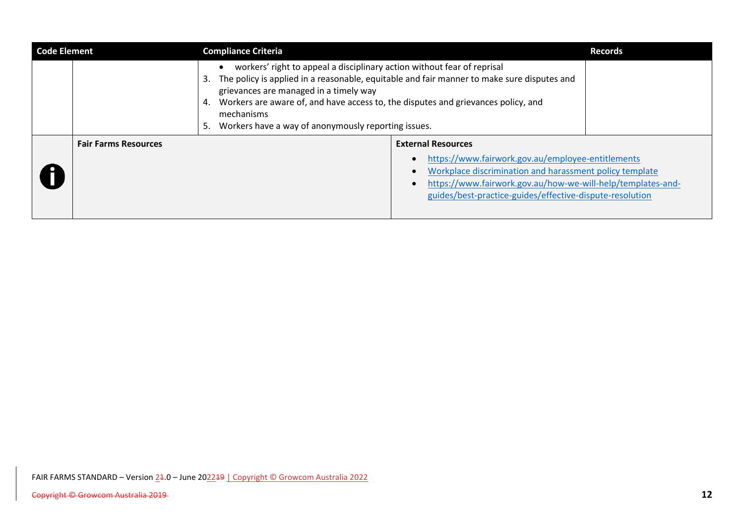| Code Element | | Compliance Criteria | Records |
|---|---|---|---|
| | | • workers' right to appeal a disciplinary action without fear of reprisal<br>3. The policy is applied in a reasonable, equitable and fair manner to make sure disputes and grievances are managed in a timely way<br>4. Workers are aware of, and have access to, the disputes and grievances policy, and mechanisms<br>5. Workers have a way of anonymously reporting issues. | |

| | Fair Farms Resources | External Resources |
|---|---|---|
| ℹ | | • https://www.fairwork.gov.au/employee-entitlements<br>• Workplace discrimination and harassment policy template<br>• https://www.fairwork.gov.au/how-we-will-help/templates-and-guides/best-practice-guides/effective-dispute-resolution |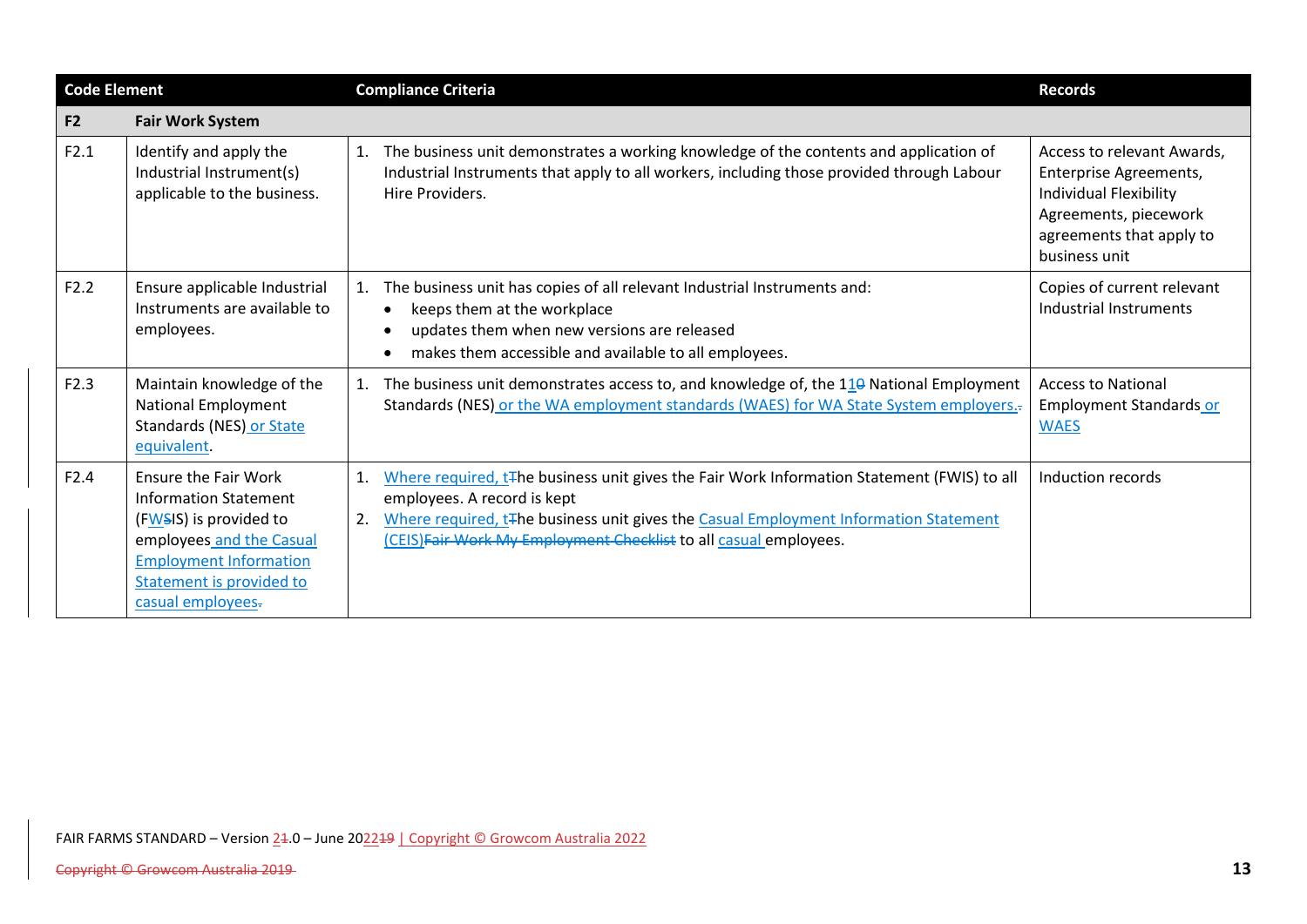| Code Element | | Compliance Criteria | Records |
|---|---|---|---|
| **F2** | **Fair Work System** | | |
| F2.1 | Identify and apply the Industrial Instrument(s) applicable to the business. | 1. The business unit demonstrates a working knowledge of the contents and application of Industrial Instruments that apply to all workers, including those provided through Labour Hire Providers. | Access to relevant Awards, Enterprise Agreements, Individual Flexibility Agreements, piecework agreements that apply to business unit |
| F2.2 | Ensure applicable Industrial Instruments are available to employees. | 1. The business unit has copies of all relevant Industrial Instruments and: <br>• keeps them at the workplace <br>• updates them when new versions are released <br>• makes them accessible and available to all employees. | Copies of current relevant Industrial Instruments |
| F2.3 | Maintain knowledge of the National Employment Standards (NES) or State equivalent. | 1. The business unit demonstrates access to, and knowledge of, the 110 National Employment Standards (NES) or the WA employment standards (WAES) for WA State System employers.. | Access to National Employment Standards or WAES |
| F2.4 | Ensure the Fair Work Information Statement (FWSIS) is provided to employees and the Casual Employment Information Statement is provided to casual employees. | 1. Where required, tThe business unit gives the Fair Work Information Statement (FWIS) to all employees. A record is kept <br>2. Where required, tThe business unit gives the Casual Employment Information Statement (CEIS)Fair Work My Employment Checklist to all casual employees. | Induction records |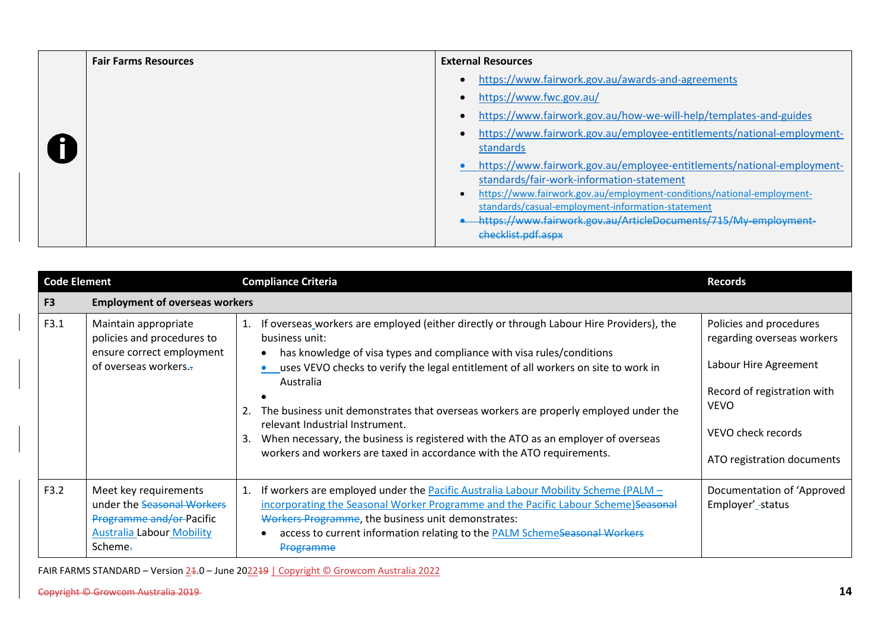| | Fair Farms Resources | External Resources |
|---|---|---|
| ℹ | | • https://www.fairwork.gov.au/awards-and-agreements<br>• https://www.fwc.gov.au/<br>• https://www.fairwork.gov.au/how-we-will-help/templates-and-guides<br>• https://www.fairwork.gov.au/employee-entitlements/national-employment-standards<br>• https://www.fairwork.gov.au/employee-entitlements/national-employment-standards/fair-work-information-statement<br>• https://www.fairwork.gov.au/employment-conditions/national-employment-standards/casual-employment-information-statement<br>• ~~https://www.fairwork.gov.au/ArticleDocuments/715/My-employment-checklist.pdf.aspx~~ |

| Code Element | | Compliance Criteria | Records |
|---|---|---|---|
| **F3** | **Employment of overseas workers** | | |
| F3.1 | Maintain appropriate policies and procedures to ensure correct employment of overseas workers. | 1. If overseas workers are employed (either directly or through Labour Hire Providers), the business unit:<br>• has knowledge of visa types and compliance with visa rules/conditions<br>• uses VEVO checks to verify the legal entitlement of all workers on site to work in Australia<br>•<br>2. The business unit demonstrates that overseas workers are properly employed under the relevant Industrial Instrument.<br>3. When necessary, the business is registered with the ATO as an employer of overseas workers and workers are taxed in accordance with the ATO requirements. | Policies and procedures regarding overseas workers<br><br>Labour Hire Agreement<br><br>Record of registration with VEVO<br><br>VEVO check records<br><br>ATO registration documents |
| F3.2 | Meet key requirements under the ~~Seasonal Workers Programme and/or~~ Pacific Australia Labour Mobility Scheme. | 1. If workers are employed under the Pacific Australia Labour Mobility Scheme (PALM – incorporating the Seasonal Worker Programme and the Pacific Labour Scheme)~~Seasonal Workers Programme~~, the business unit demonstrates:<br>• access to current information relating to the PALM Scheme~~Seasonal Workers Programme~~ | Documentation of 'Approved Employer' status |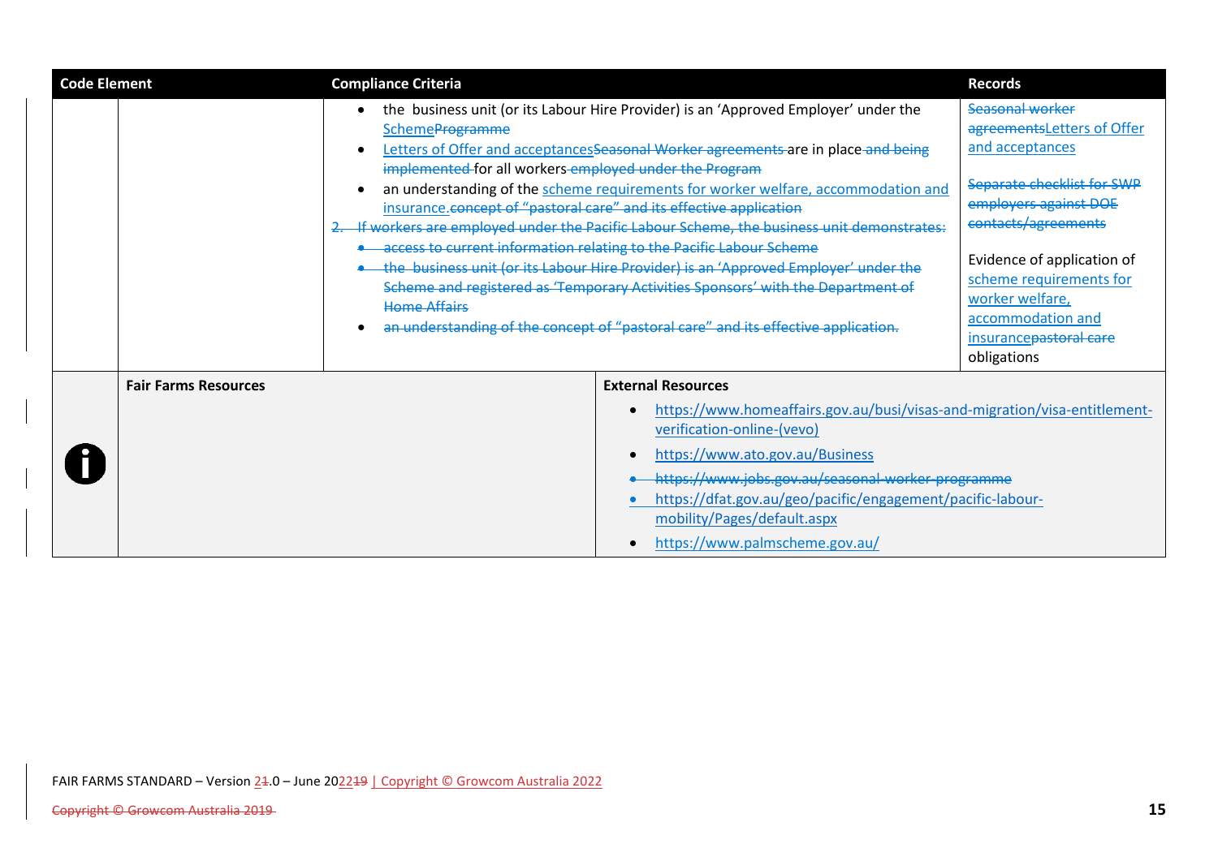| Code Element | | Compliance Criteria | Records |
|---|---|---|---|
| | | • the business unit (or its Labour Hire Provider) is an 'Approved Employer' under the SchemeProgramme<br>• Letters of Offer and acceptancesSeasonal Worker agreements are in place and being implemented for all workers employed under the Program<br>• an understanding of the scheme requirements for worker welfare, accommodation and insurance.concept of "pastoral care" and its effective application<br>2. If workers are employed under the Pacific Labour Scheme, the business unit demonstrates:<br>• access to current information relating to the Pacific Labour Scheme<br>• the business unit (or its Labour Hire Provider) is an 'Approved Employer' under the Scheme and registered as 'Temporary Activities Sponsors' with the Department of Home Affairs<br>• an understanding of the concept of "pastoral care" and its effective application. | Seasonal worker agreementsLetters of Offer and acceptances<br><br>Separate checklist for SWP employers against DOE contacts/agreements<br><br>Evidence of application of scheme requirements for worker welfare, accommodation and insurancepastoral care obligations |

| | Fair Farms Resources | External Resources |
|---|---|---|
| i | | • https://www.homeaffairs.gov.au/busi/visas-and-migration/visa-entitlement-verification-online-(vevo)<br>• https://www.ato.gov.au/Business<br>• https://www.jobs.gov.au/seasonal-worker-programme<br>• https://dfat.gov.au/geo/pacific/engagement/pacific-labour-mobility/Pages/default.aspx<br>• https://www.palmscheme.gov.au/ |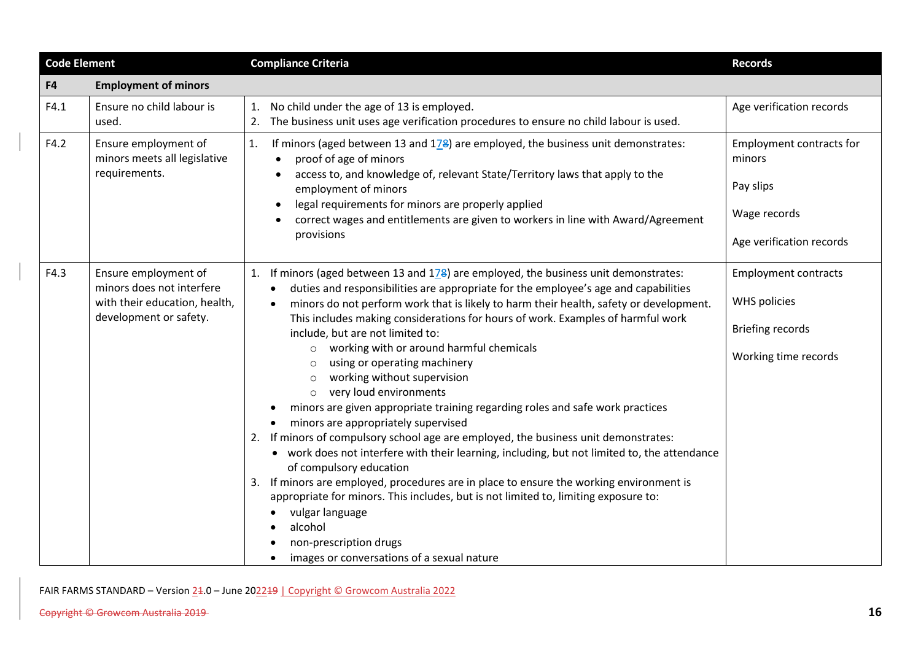| Code Element | | Compliance Criteria | Records |
|---|---|---|---|
| **F4** | **Employment of minors** | | |
| F4.1 | Ensure no child labour is used. | 1. No child under the age of 13 is employed.<br>2. The business unit uses age verification procedures to ensure no child labour is used. | Age verification records |
| F4.2 | Ensure employment of minors meets all legislative requirements. | 1. If minors (aged between 13 and 17) are employed, the business unit demonstrates:<br>• proof of age of minors<br>• access to, and knowledge of, relevant State/Territory laws that apply to the employment of minors<br>• legal requirements for minors are properly applied<br>• correct wages and entitlements are given to workers in line with Award/Agreement provisions | Employment contracts for minors<br><br>Pay slips<br><br>Wage records<br><br>Age verification records |
| F4.3 | Ensure employment of minors does not interfere with their education, health, development or safety. | 1. If minors (aged between 13 and 17) are employed, the business unit demonstrates:<br>• duties and responsibilities are appropriate for the employee's age and capabilities<br>• minors do not perform work that is likely to harm their health, safety or development. This includes making considerations for hours of work. Examples of harmful work include, but are not limited to:<br>　○ working with or around harmful chemicals<br>　○ using or operating machinery<br>　○ working without supervision<br>　○ very loud environments<br>• minors are given appropriate training regarding roles and safe work practices<br>• minors are appropriately supervised<br>2. If minors of compulsory school age are employed, the business unit demonstrates:<br>• work does not interfere with their learning, including, but not limited to, the attendance of compulsory education<br>3. If minors are employed, procedures are in place to ensure the working environment is appropriate for minors. This includes, but is not limited to, limiting exposure to:<br>• vulgar language<br>• alcohol<br>• non-prescription drugs<br>• images or conversations of a sexual nature | Employment contracts<br><br>WHS policies<br><br>Briefing records<br><br>Working time records |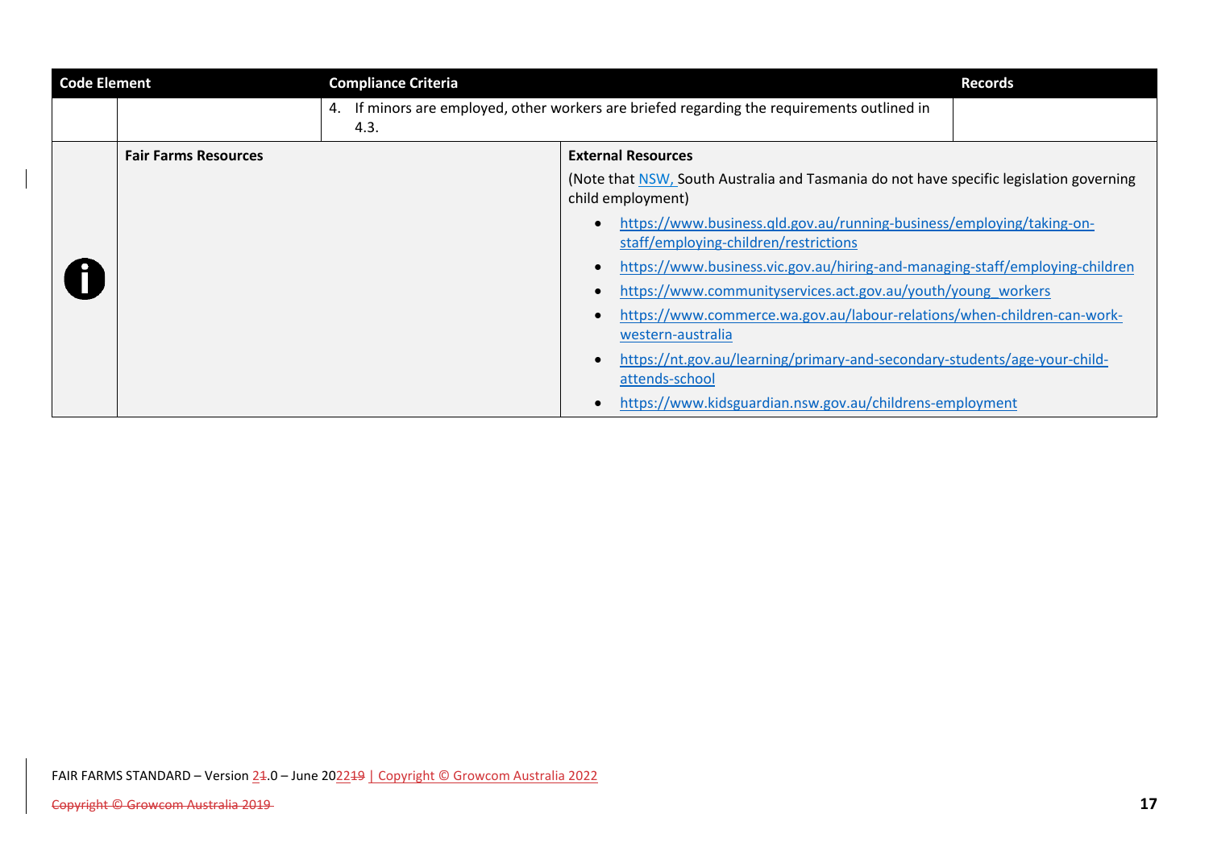| Code Element | | Compliance Criteria | Records |
|---|---|---|---|
| | | 4. If minors are employed, other workers are briefed regarding the requirements outlined in 4.3. | |

| | Fair Farms Resources | External Resources |
|---|---|---|
| i | | (Note that NSW, South Australia and Tasmania do not have specific legislation governing child employment)<br>• https://www.business.qld.gov.au/running-business/employing/taking-on-staff/employing-children/restrictions<br>• https://www.business.vic.gov.au/hiring-and-managing-staff/employing-children<br>• https://www.communityservices.act.gov.au/youth/young_workers<br>• https://www.commerce.wa.gov.au/labour-relations/when-children-can-work-western-australia<br>• https://nt.gov.au/learning/primary-and-secondary-students/age-your-child-attends-school<br>• https://www.kidsguardian.nsw.gov.au/childrens-employment |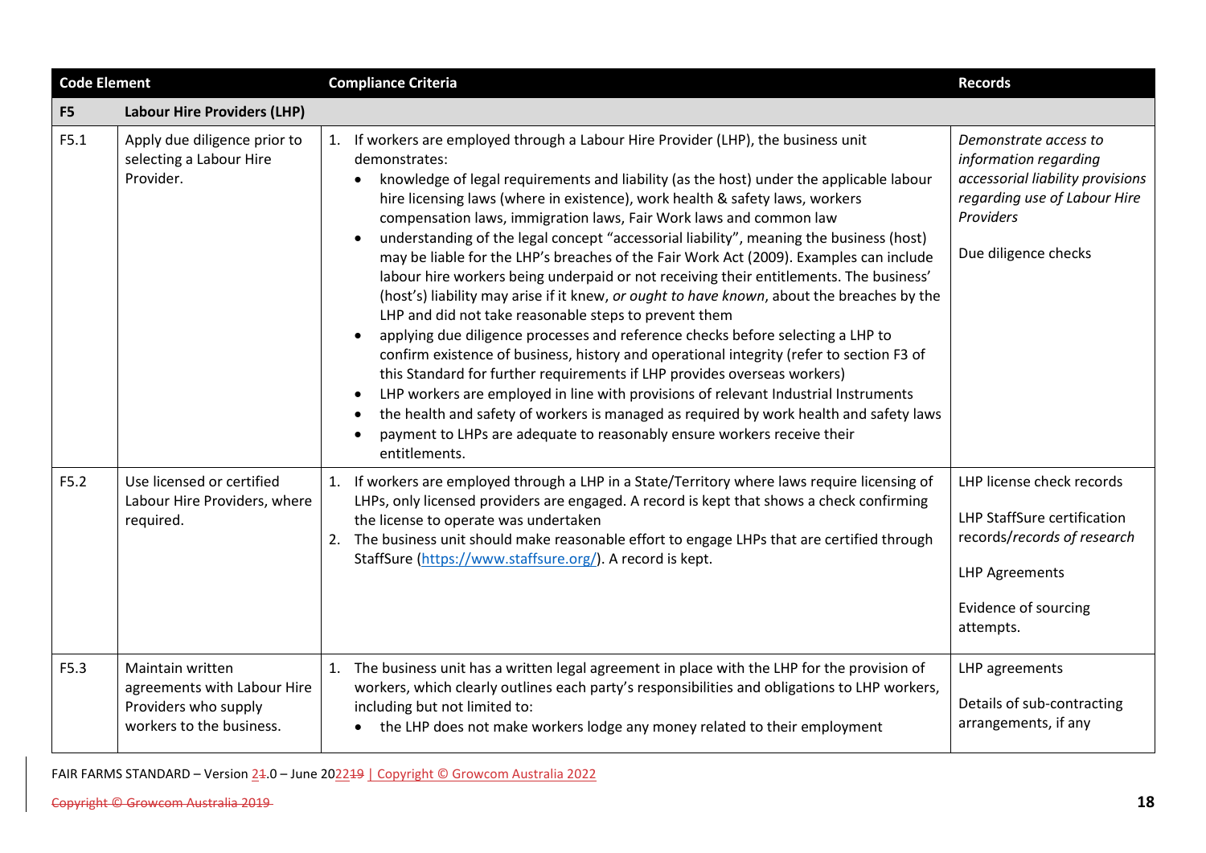| Code Element | | Compliance Criteria | Records |
|---|---|---|---|
| **F5** | **Labour Hire Providers (LHP)** | | |
| F5.1 | Apply due diligence prior to selecting a Labour Hire Provider. | 1. If workers are employed through a Labour Hire Provider (LHP), the business unit demonstrates:<br>• knowledge of legal requirements and liability (as the host) under the applicable labour hire licensing laws (where in existence), work health & safety laws, workers compensation laws, immigration laws, Fair Work laws and common law<br>• understanding of the legal concept "accessorial liability", meaning the business (host) may be liable for the LHP's breaches of the Fair Work Act (2009). Examples can include labour hire workers being underpaid or not receiving their entitlements. The business' (host's) liability may arise if it knew, *or ought to have known*, about the breaches by the LHP and did not take reasonable steps to prevent them<br>• applying due diligence processes and reference checks before selecting a LHP to confirm existence of business, history and operational integrity (refer to section F3 of this Standard for further requirements if LHP provides overseas workers)<br>• LHP workers are employed in line with provisions of relevant Industrial Instruments<br>• the health and safety of workers is managed as required by work health and safety laws<br>• payment to LHPs are adequate to reasonably ensure workers receive their entitlements. | *Demonstrate access to information regarding accessorial liability provisions regarding use of Labour Hire Providers*<br><br>Due diligence checks |
| F5.2 | Use licensed or certified Labour Hire Providers, where required. | 1. If workers are employed through a LHP in a State/Territory where laws require licensing of LHPs, only licensed providers are engaged. A record is kept that shows a check confirming the license to operate was undertaken<br>2. The business unit should make reasonable effort to engage LHPs that are certified through StaffSure (https://www.staffsure.org/). A record is kept. | LHP license check records<br><br>LHP StaffSure certification records/*records of research*<br><br>LHP Agreements<br><br>Evidence of sourcing attempts. |
| F5.3 | Maintain written agreements with Labour Hire Providers who supply workers to the business. | 1. The business unit has a written legal agreement in place with the LHP for the provision of workers, which clearly outlines each party's responsibilities and obligations to LHP workers, including but not limited to:<br>• the LHP does not make workers lodge any money related to their employment | LHP agreements<br><br>Details of sub-contracting arrangements, if any |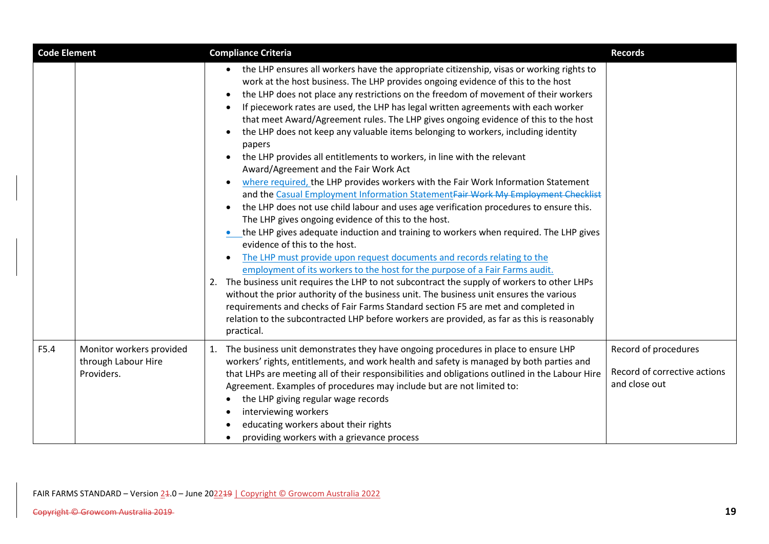| Code Element | | Compliance Criteria | Records |
|---|---|---|---|
| | | • the LHP ensures all workers have the appropriate citizenship, visas or working rights to work at the host business. The LHP provides ongoing evidence of this to the host<br>• the LHP does not place any restrictions on the freedom of movement of their workers<br>• If piecework rates are used, the LHP has legal written agreements with each worker that meet Award/Agreement rules. The LHP gives ongoing evidence of this to the host<br>• the LHP does not keep any valuable items belonging to workers, including identity papers<br>• the LHP provides all entitlements to workers, in line with the relevant Award/Agreement and the Fair Work Act<br>• where required, the LHP provides workers with the Fair Work Information Statement and the Casual Employment Information StatementFair Work My Employment Checklist<br>• the LHP does not use child labour and uses age verification procedures to ensure this. The LHP gives ongoing evidence of this to the host.<br>• the LHP gives adequate induction and training to workers when required. The LHP gives evidence of this to the host.<br>• The LHP must provide upon request documents and records relating to the employment of its workers to the host for the purpose of a Fair Farms audit.<br>2. The business unit requires the LHP to not subcontract the supply of workers to other LHPs without the prior authority of the business unit. The business unit ensures the various requirements and checks of Fair Farms Standard section F5 are met and completed in relation to the subcontracted LHP before workers are provided, as far as this is reasonably practical. | |
| F5.4 | Monitor workers provided through Labour Hire Providers. | 1. The business unit demonstrates they have ongoing procedures in place to ensure LHP workers' rights, entitlements, and work health and safety is managed by both parties and that LHPs are meeting all of their responsibilities and obligations outlined in the Labour Hire Agreement. Examples of procedures may include but are not limited to:<br>• the LHP giving regular wage records<br>• interviewing workers<br>• educating workers about their rights<br>• providing workers with a grievance process | Record of procedures<br><br>Record of corrective actions and close out |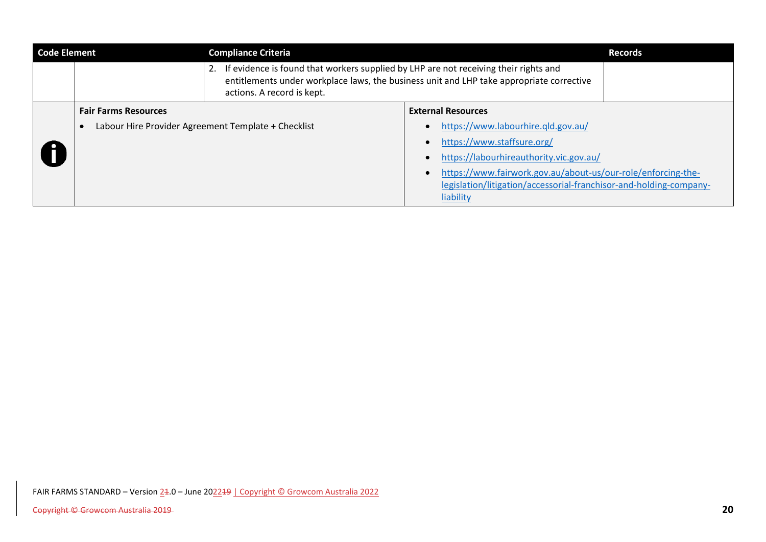| Code Element | | Compliance Criteria | Records |
|---|---|---|---|
| | | 2. If evidence is found that workers supplied by LHP are not receiving their rights and entitlements under workplace laws, the business unit and LHP take appropriate corrective actions. A record is kept. | |

| | Fair Farms Resources | External Resources |
|---|---|---|
| | • Labour Hire Provider Agreement Template + Checklist | • https://www.labourhire.qld.gov.au/<br>• https://www.staffsure.org/<br>• https://labourhireauthority.vic.gov.au/<br>• https://www.fairwork.gov.au/about-us/our-role/enforcing-the-legislation/litigation/accessorial-franchisor-and-holding-company-liability |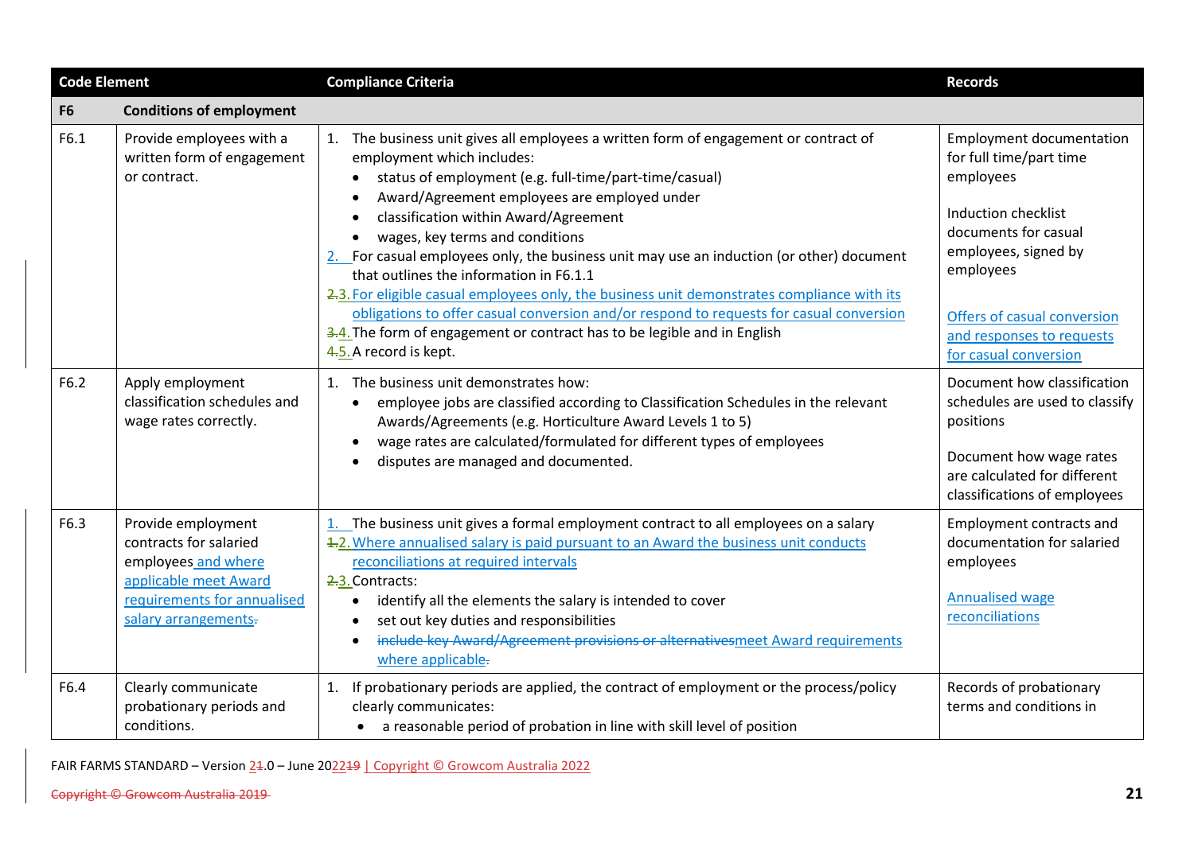| Code Element | | Compliance Criteria | Records |
|---|---|---|---|
| **F6** | **Conditions of employment** | | |
| F6.1 | Provide employees with a written form of engagement or contract. | 1. The business unit gives all employees a written form of engagement or contract of employment which includes:<br>• status of employment (e.g. full-time/part-time/casual)<br>• Award/Agreement employees are employed under<br>• classification within Award/Agreement<br>• wages, key terms and conditions<br>2. For casual employees only, the business unit may use an induction (or other) document that outlines the information in F6.1.1<br>2.3. For eligible casual employees only, the business unit demonstrates compliance with its obligations to offer casual conversion and/or respond to requests for casual conversion<br>3.4. The form of engagement or contract has to be legible and in English<br>4.5. A record is kept. | Employment documentation for full time/part time employees<br><br>Induction checklist documents for casual employees, signed by employees<br><br>Offers of casual conversion and responses to requests for casual conversion |
| F6.2 | Apply employment classification schedules and wage rates correctly. | 1. The business unit demonstrates how:<br>• employee jobs are classified according to Classification Schedules in the relevant Awards/Agreements (e.g. Horticulture Award Levels 1 to 5)<br>• wage rates are calculated/formulated for different types of employees<br>• disputes are managed and documented. | Document how classification schedules are used to classify positions<br><br>Document how wage rates are calculated for different classifications of employees |
| F6.3 | Provide employment contracts for salaried employees and where applicable meet Award requirements for annualised salary arrangements. | 1. The business unit gives a formal employment contract to all employees on a salary<br>1.2. Where annualised salary is paid pursuant to an Award the business unit conducts reconciliations at required intervals<br>2.3. Contracts:<br>• identify all the elements the salary is intended to cover<br>• set out key duties and responsibilities<br>• ~~include key Award/Agreement provisions or alternatives~~meet Award requirements where applicable. | Employment contracts and documentation for salaried employees<br><br>Annualised wage reconciliations |
| F6.4 | Clearly communicate probationary periods and conditions. | 1. If probationary periods are applied, the contract of employment or the process/policy clearly communicates:<br>• a reasonable period of probation in line with skill level of position | Records of probationary terms and conditions in |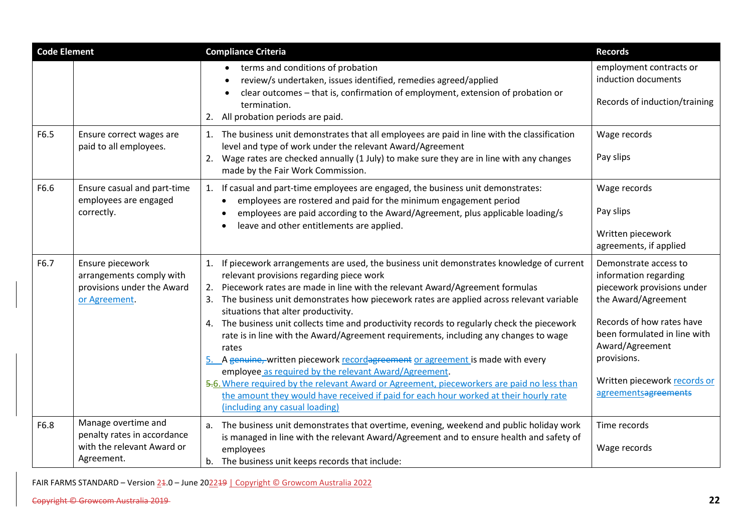| Code Element | | Compliance Criteria | Records |
|---|---|---|---|
| | | • terms and conditions of probation<br>• review/s undertaken, issues identified, remedies agreed/applied<br>• clear outcomes – that is, confirmation of employment, extension of probation or termination.<br>2. All probation periods are paid. | employment contracts or induction documents<br><br>Records of induction/training |
| F6.5 | Ensure correct wages are paid to all employees. | 1. The business unit demonstrates that all employees are paid in line with the classification level and type of work under the relevant Award/Agreement<br>2. Wage rates are checked annually (1 July) to make sure they are in line with any changes made by the Fair Work Commission. | Wage records<br><br>Pay slips |
| F6.6 | Ensure casual and part-time employees are engaged correctly. | 1. If casual and part-time employees are engaged, the business unit demonstrates:<br>• employees are rostered and paid for the minimum engagement period<br>• employees are paid according to the Award/Agreement, plus applicable loading/s<br>• leave and other entitlements are applied. | Wage records<br><br>Pay slips<br><br>Written piecework agreements, if applied |
| F6.7 | Ensure piecework arrangements comply with provisions under the Award or Agreement. | 1. If piecework arrangements are used, the business unit demonstrates knowledge of current relevant provisions regarding piece work<br>2. Piecework rates are made in line with the relevant Award/Agreement formulas<br>3. The business unit demonstrates how piecework rates are applied across relevant variable situations that alter productivity.<br>4. The business unit collects time and productivity records to regularly check the piecework rate is in line with the Award/Agreement requirements, including any changes to wage rates<br>5. A ~~genuine,~~ written piecework record~~agreement~~ or agreement is made with every employee as required by the relevant Award/Agreement.<br>~~5.~~6. Where required by the relevant Award or Agreement, pieceworkers are paid no less than the amount they would have received if paid for each hour worked at their hourly rate (including any casual loading) | Demonstrate access to information regarding piecework provisions under the Award/Agreement<br><br>Records of how rates have been formulated in line with Award/Agreement provisions.<br><br>Written piecework records or agreements~~agreements~~ |
| F6.8 | Manage overtime and penalty rates in accordance with the relevant Award or Agreement. | a. The business unit demonstrates that overtime, evening, weekend and public holiday work is managed in line with the relevant Award/Agreement and to ensure health and safety of employees<br>b. The business unit keeps records that include: | Time records<br><br>Wage records |

FAIR FARMS STANDARD – Version 2~~1~~.0 – June 2022~~19~~ | Copyright © Growcom Australia 2022

~~Copyright © Growcom Australia 2019~~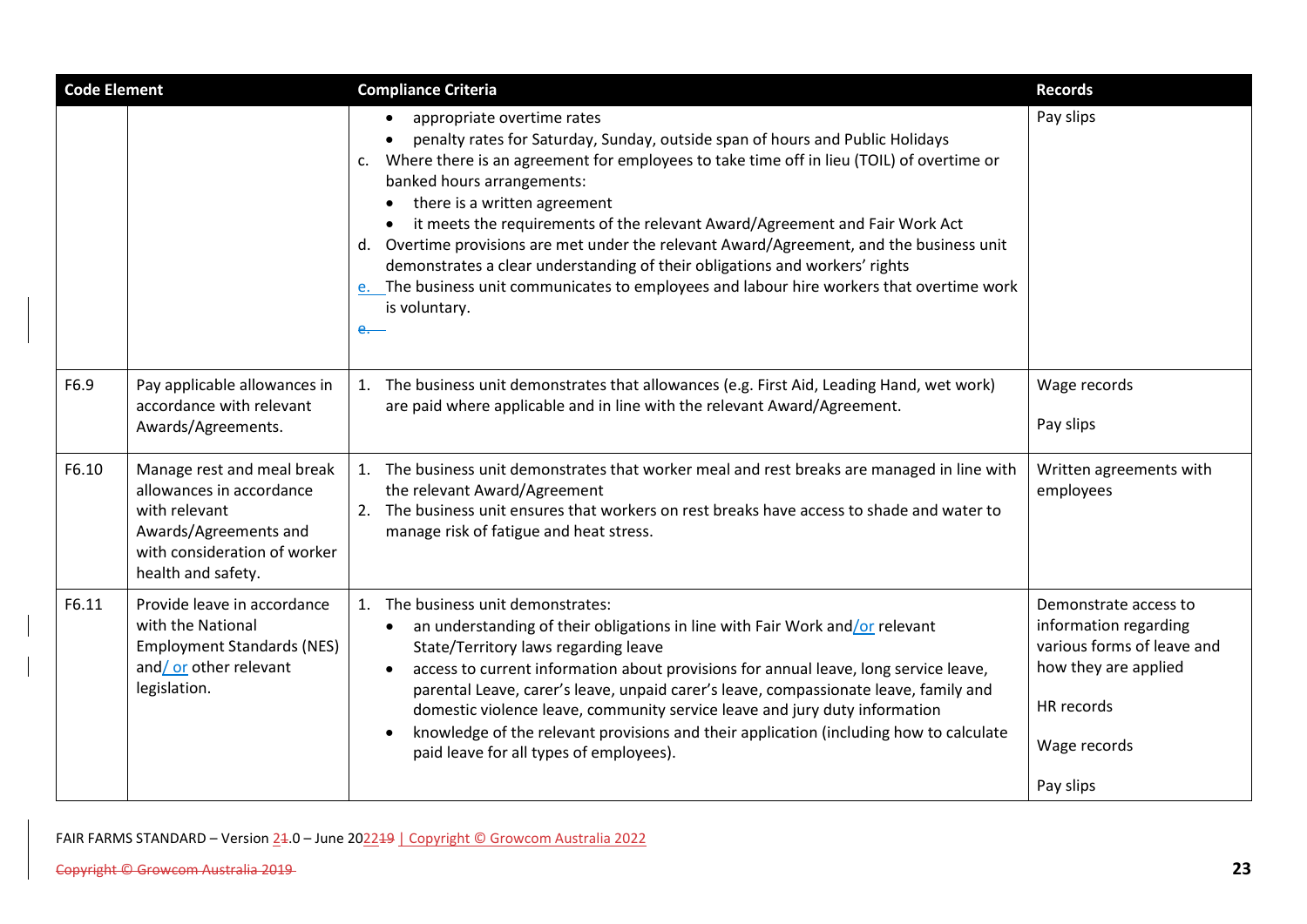| Code Element | | Compliance Criteria | Records |
|---|---|---|---|
| | | • appropriate overtime rates<br>• penalty rates for Saturday, Sunday, outside span of hours and Public Holidays<br>c. Where there is an agreement for employees to take time off in lieu (TOIL) of overtime or banked hours arrangements:<br>• there is a written agreement<br>• it meets the requirements of the relevant Award/Agreement and Fair Work Act<br>d. Overtime provisions are met under the relevant Award/Agreement, and the business unit demonstrates a clear understanding of their obligations and workers' rights<br>e. The business unit communicates to employees and labour hire workers that overtime work is voluntary. | Pay slips |
| F6.9 | Pay applicable allowances in accordance with relevant Awards/Agreements. | 1. The business unit demonstrates that allowances (e.g. First Aid, Leading Hand, wet work) are paid where applicable and in line with the relevant Award/Agreement. | Wage records<br><br>Pay slips |
| F6.10 | Manage rest and meal break allowances in accordance with relevant Awards/Agreements and with consideration of worker health and safety. | 1. The business unit demonstrates that worker meal and rest breaks are managed in line with the relevant Award/Agreement<br>2. The business unit ensures that workers on rest breaks have access to shade and water to manage risk of fatigue and heat stress. | Written agreements with employees |
| F6.11 | Provide leave in accordance with the National Employment Standards (NES) and/ or other relevant legislation. | 1. The business unit demonstrates:<br>• an understanding of their obligations in line with Fair Work and/or relevant State/Territory laws regarding leave<br>• access to current information about provisions for annual leave, long service leave, parental Leave, carer's leave, unpaid carer's leave, compassionate leave, family and domestic violence leave, community service leave and jury duty information<br>• knowledge of the relevant provisions and their application (including how to calculate paid leave for all types of employees). | Demonstrate access to information regarding various forms of leave and how they are applied<br><br>HR records<br><br>Wage records<br><br>Pay slips |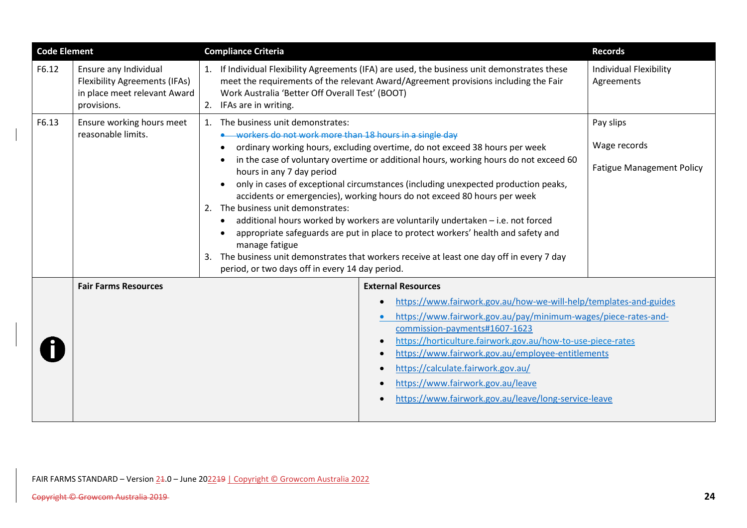| Code Element | | Compliance Criteria | Records |
|---|---|---|---|
| F6.12 | Ensure any Individual Flexibility Agreements (IFAs) in place meet relevant Award provisions. | 1. If Individual Flexibility Agreements (IFA) are used, the business unit demonstrates these meet the requirements of the relevant Award/Agreement provisions including the Fair Work Australia 'Better Off Overall Test' (BOOT)<br>2. IFAs are in writing. | Individual Flexibility Agreements |
| F6.13 | Ensure working hours meet reasonable limits. | 1. The business unit demonstrates:<br>• ~~workers do not work more than 18 hours in a single day~~<br>• ordinary working hours, excluding overtime, do not exceed 38 hours per week<br>• in the case of voluntary overtime or additional hours, working hours do not exceed 60 hours in any 7 day period<br>• only in cases of exceptional circumstances (including unexpected production peaks, accidents or emergencies), working hours do not exceed 80 hours per week<br>2. The business unit demonstrates:<br>• additional hours worked by workers are voluntarily undertaken – i.e. not forced<br>• appropriate safeguards are put in place to protect workers' health and safety and manage fatigue<br>3. The business unit demonstrates that workers receive at least one day off in every 7 day period, or two days off in every 14 day period. | Pay slips<br><br>Wage records<br><br>Fatigue Management Policy |

**Fair Farms Resources**

**External Resources**

- https://www.fairwork.gov.au/how-we-will-help/templates-and-guides
- https://www.fairwork.gov.au/pay/minimum-wages/piece-rates-and-commission-payments#1607-1623
- https://horticulture.fairwork.gov.au/how-to-use-piece-rates
- https://www.fairwork.gov.au/employee-entitlements
- https://calculate.fairwork.gov.au/
- https://www.fairwork.gov.au/leave
- https://www.fairwork.gov.au/leave/long-service-leave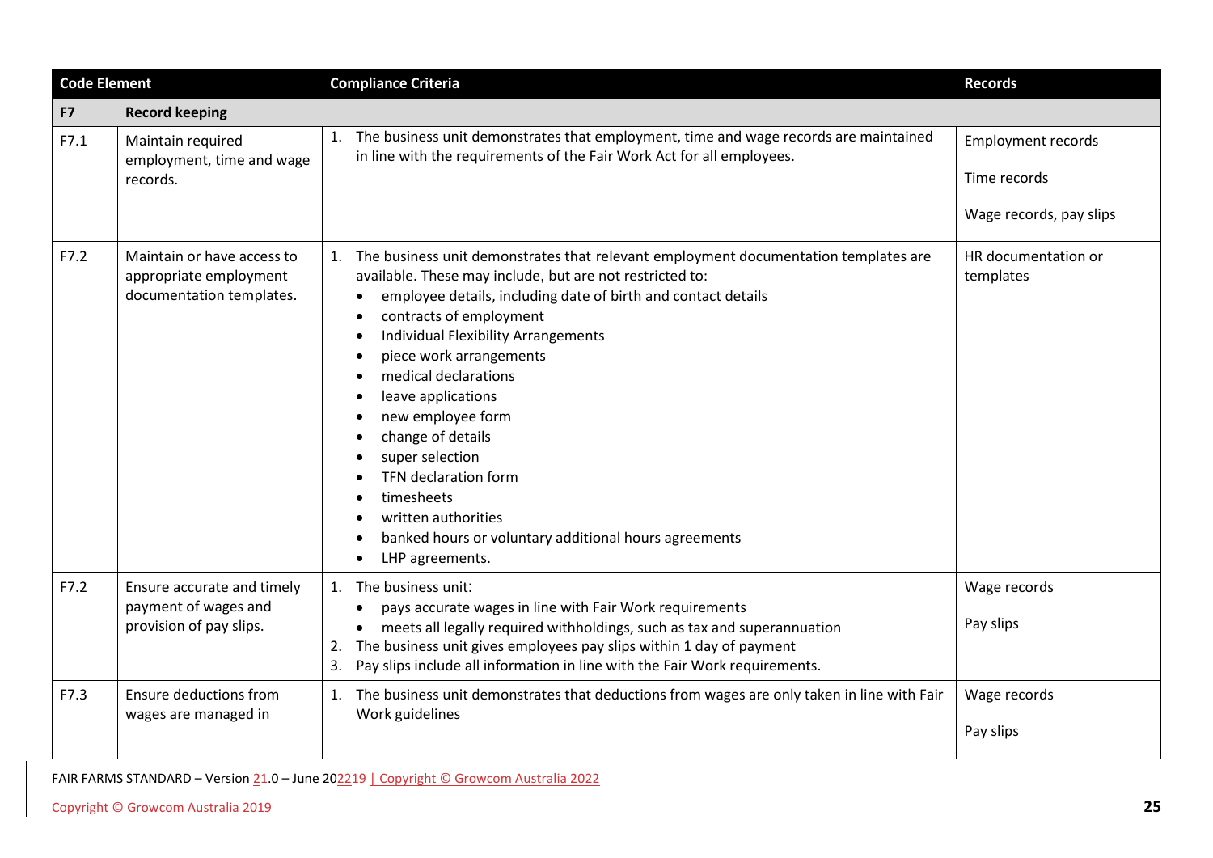| Code Element | | Compliance Criteria | Records |
|---|---|---|---|
| **F7** | **Record keeping** | | |
| F7.1 | Maintain required employment, time and wage records. | 1. The business unit demonstrates that employment, time and wage records are maintained in line with the requirements of the Fair Work Act for all employees. | Employment records<br><br>Time records<br><br>Wage records, pay slips |
| F7.2 | Maintain or have access to appropriate employment documentation templates. | 1. The business unit demonstrates that relevant employment documentation templates are available. These may include, but are not restricted to:<br>• employee details, including date of birth and contact details<br>• contracts of employment<br>• Individual Flexibility Arrangements<br>• piece work arrangements<br>• medical declarations<br>• leave applications<br>• new employee form<br>• change of details<br>• super selection<br>• TFN declaration form<br>• timesheets<br>• written authorities<br>• banked hours or voluntary additional hours agreements<br>• LHP agreements. | HR documentation or templates |
| F7.2 | Ensure accurate and timely payment of wages and provision of pay slips. | 1. The business unit:<br>• pays accurate wages in line with Fair Work requirements<br>• meets all legally required withholdings, such as tax and superannuation<br>2. The business unit gives employees pay slips within 1 day of payment<br>3. Pay slips include all information in line with the Fair Work requirements. | Wage records<br><br>Pay slips |
| F7.3 | Ensure deductions from wages are managed in | 1. The business unit demonstrates that deductions from wages are only taken in line with Fair Work guidelines | Wage records<br><br>Pay slips |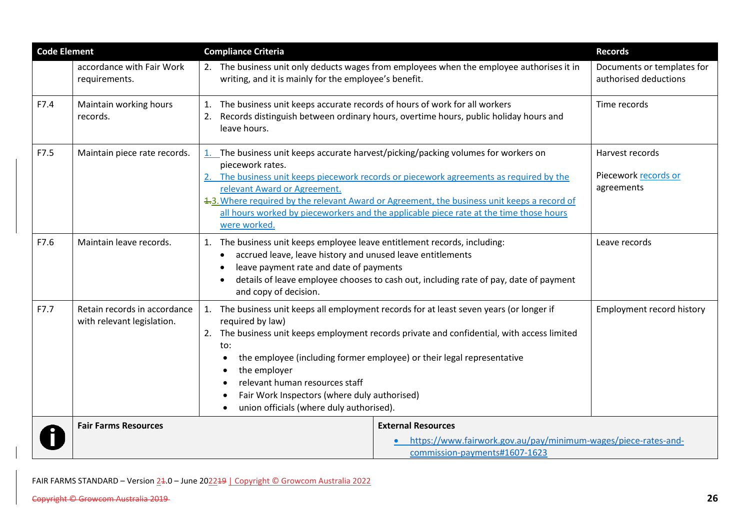| Code Element | | Compliance Criteria | Records |
|---|---|---|---|
| | accordance with Fair Work requirements. | 2. The business unit only deducts wages from employees when the employee authorises it in writing, and it is mainly for the employee's benefit. | Documents or templates for authorised deductions |
| F7.4 | Maintain working hours records. | 1. The business unit keeps accurate records of hours of work for all workers<br>2. Records distinguish between ordinary hours, overtime hours, public holiday hours and leave hours. | Time records |
| F7.5 | Maintain piece rate records. | 1. The business unit keeps accurate harvest/picking/packing volumes for workers on piecework rates.<br>2. The business unit keeps piecework records or piecework agreements as required by the relevant Award or Agreement.<br>3. Where required by the relevant Award or Agreement, the business unit keeps a record of all hours worked by pieceworkers and the applicable piece rate at the time those hours were worked. | Harvest records<br><br>Piecework records or agreements |
| F7.6 | Maintain leave records. | 1. The business unit keeps employee leave entitlement records, including:<br>• accrued leave, leave history and unused leave entitlements<br>• leave payment rate and date of payments<br>• details of leave employee chooses to cash out, including rate of pay, date of payment and copy of decision. | Leave records |
| F7.7 | Retain records in accordance with relevant legislation. | 1. The business unit keeps all employment records for at least seven years (or longer if required by law)<br>2. The business unit keeps employment records private and confidential, with access limited to:<br>• the employee (including former employee) or their legal representative<br>• the employer<br>• relevant human resources staff<br>• Fair Work Inspectors (where duly authorised)<br>• union officials (where duly authorised). | Employment record history |

| | Fair Farms Resources | External Resources |
|---|---|---|
| i | | • https://www.fairwork.gov.au/pay/minimum-wages/piece-rates-and-commission-payments#1607-1623 |

FAIR FARMS STANDARD – Version 2.0 – June 2022 | Copyright © Growcom Australia 2022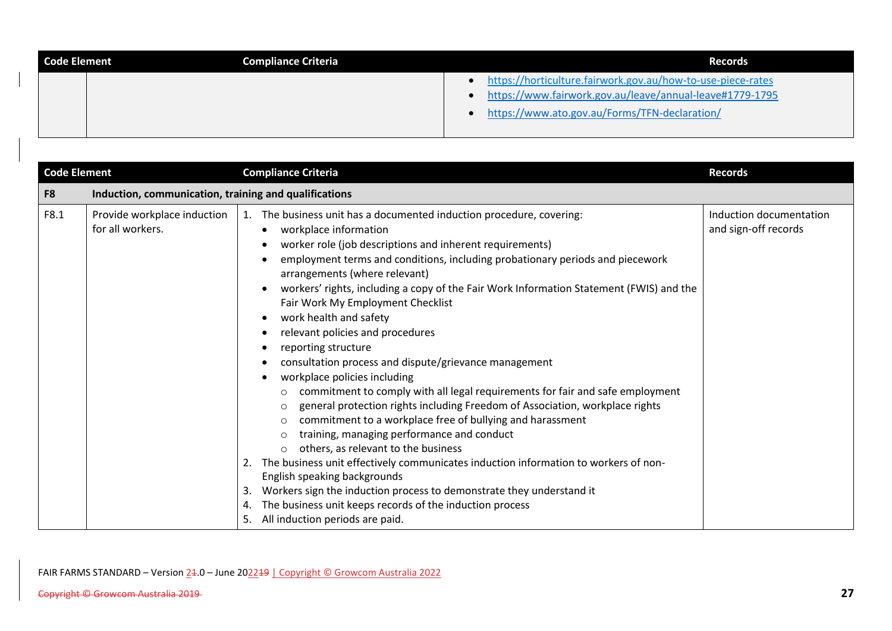| Code Element | | Compliance Criteria | Records |
|---|---|---|---|
| | | | • https://horticulture.fairwork.gov.au/how-to-use-piece-rates<br>• https://www.fairwork.gov.au/leave/annual-leave#1779-1795<br>• https://www.ato.gov.au/Forms/TFN-declaration/ |

| Code Element | | Compliance Criteria | Records |
|---|---|---|---|
| **F8** | **Induction, communication, training and qualifications** | | |
| F8.1 | Provide workplace induction for all workers. | 1. The business unit has a documented induction procedure, covering:<br>• workplace information<br>• worker role (job descriptions and inherent requirements)<br>• employment terms and conditions, including probationary periods and piecework arrangements (where relevant)<br>• workers' rights, including a copy of the Fair Work Information Statement (FWIS) and the Fair Work My Employment Checklist<br>• work health and safety<br>• relevant policies and procedures<br>• reporting structure<br>• consultation process and dispute/grievance management<br>• workplace policies including<br>  ○ commitment to comply with all legal requirements for fair and safe employment<br>  ○ general protection rights including Freedom of Association, workplace rights<br>  ○ commitment to a workplace free of bullying and harassment<br>  ○ training, managing performance and conduct<br>  ○ others, as relevant to the business<br>2. The business unit effectively communicates induction information to workers of non-English speaking backgrounds<br>3. Workers sign the induction process to demonstrate they understand it<br>4. The business unit keeps records of the induction process<br>5. All induction periods are paid. | Induction documentation and sign-off records |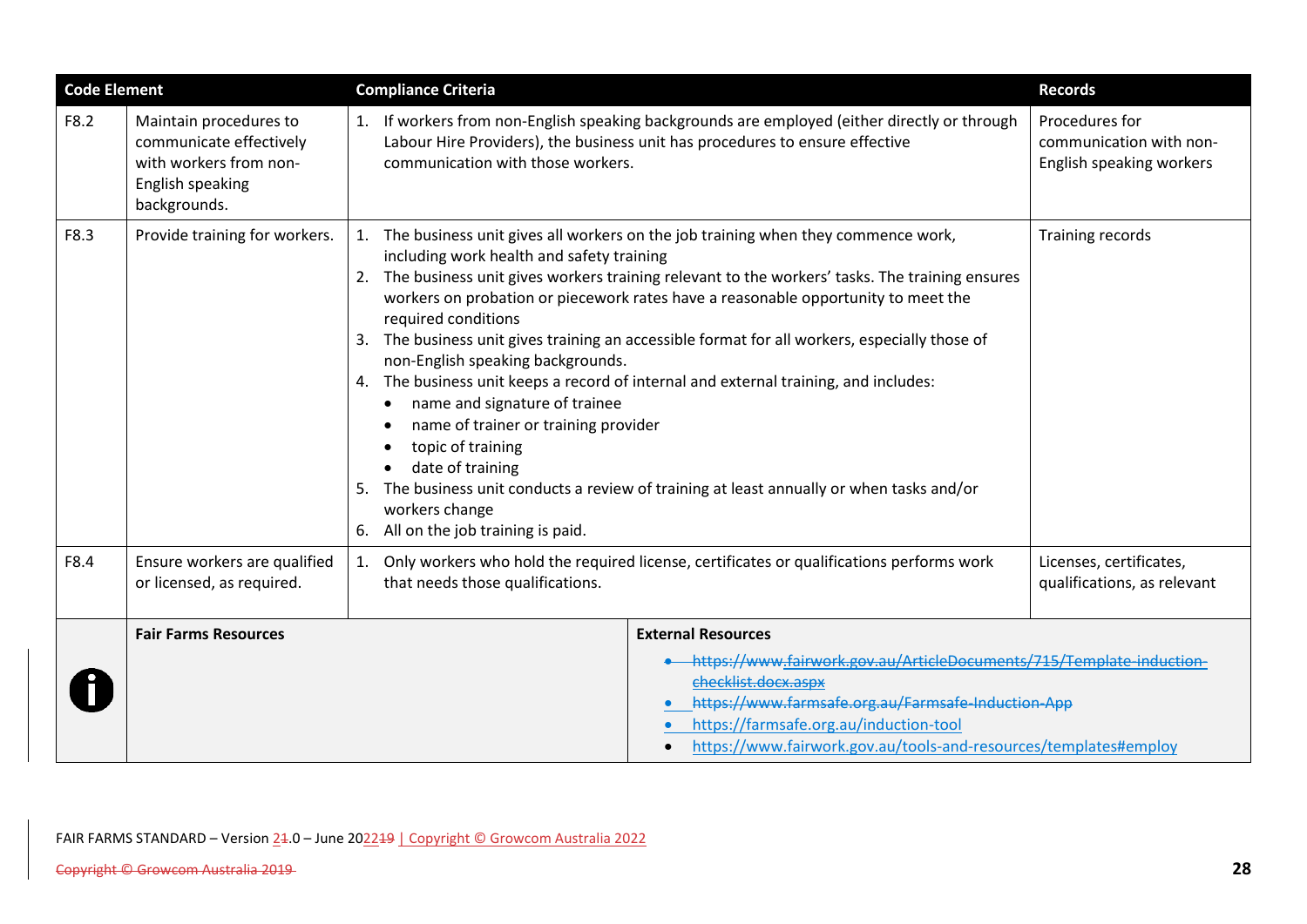| Code Element | | Compliance Criteria | Records |
|---|---|---|---|
| F8.2 | Maintain procedures to communicate effectively with workers from non-English speaking backgrounds. | 1. If workers from non-English speaking backgrounds are employed (either directly or through Labour Hire Providers), the business unit has procedures to ensure effective communication with those workers. | Procedures for communication with non-English speaking workers |
| F8.3 | Provide training for workers. | 1. The business unit gives all workers on the job training when they commence work, including work health and safety training<br>2. The business unit gives workers training relevant to the workers' tasks. The training ensures workers on probation or piecework rates have a reasonable opportunity to meet the required conditions<br>3. The business unit gives training an accessible format for all workers, especially those of non-English speaking backgrounds.<br>4. The business unit keeps a record of internal and external training, and includes:<br>• name and signature of trainee<br>• name of trainer or training provider<br>• topic of training<br>• date of training<br>5. The business unit conducts a review of training at least annually or when tasks and/or workers change<br>6. All on the job training is paid. | Training records |
| F8.4 | Ensure workers are qualified or licensed, as required. | 1. Only workers who hold the required license, certificates or qualifications performs work that needs those qualifications. | Licenses, certificates, qualifications, as relevant |

| | Fair Farms Resources | External Resources |
|---|---|---|
| ℹ | | • ~~https://www.fairwork.gov.au/ArticleDocuments/715/Template-induction-checklist.docx.aspx~~<br>• ~~https://www.farmsafe.org.au/Farmsafe-Induction-App~~<br>• https://farmsafe.org.au/induction-tool<br>• https://www.fairwork.gov.au/tools-and-resources/templates#employ |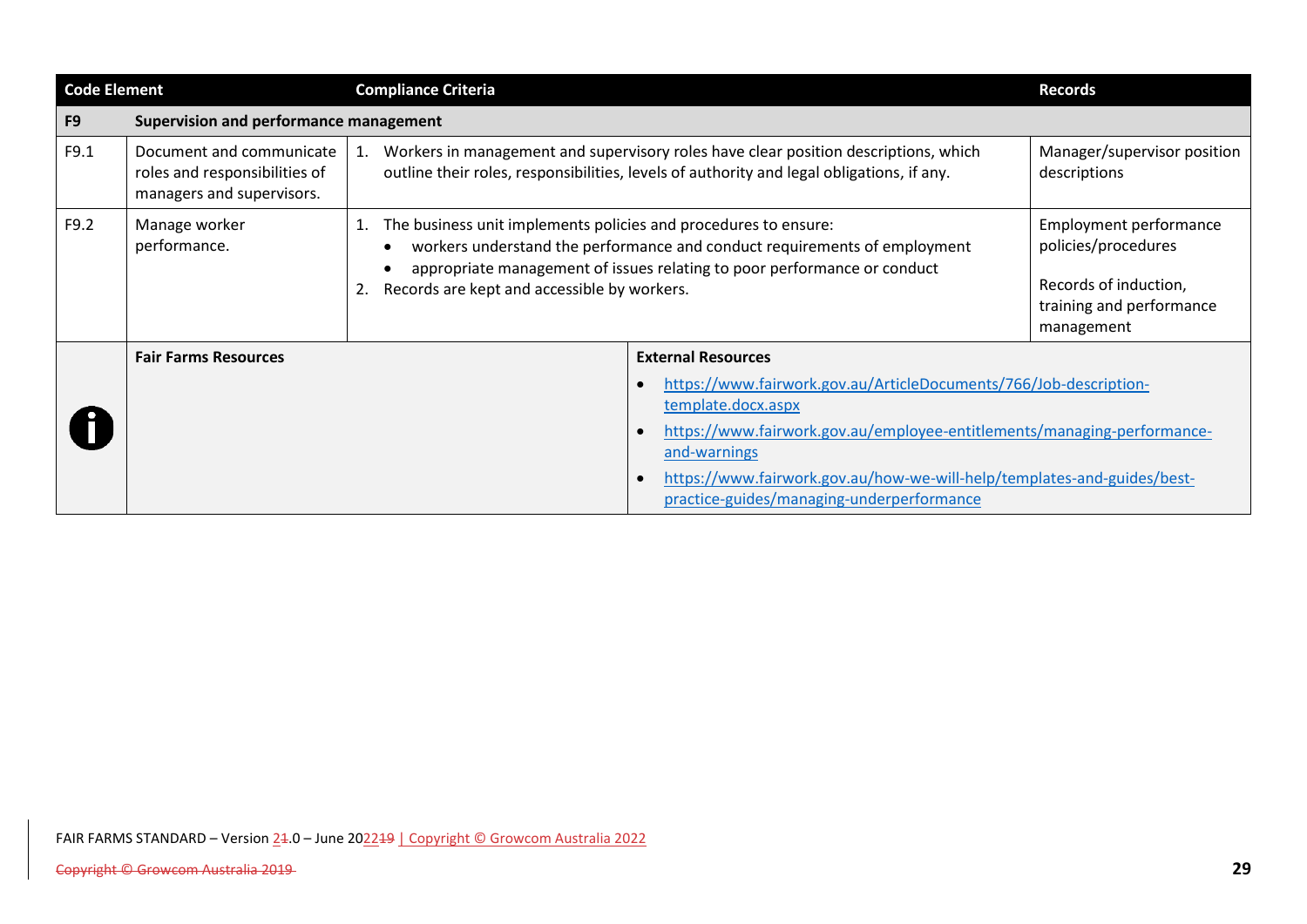| Code Element | | Compliance Criteria | Records |
|---|---|---|---|
| **F9** | **Supervision and performance management** | | |
| F9.1 | Document and communicate roles and responsibilities of managers and supervisors. | 1. Workers in management and supervisory roles have clear position descriptions, which outline their roles, responsibilities, levels of authority and legal obligations, if any. | Manager/supervisor position descriptions |
| F9.2 | Manage worker performance. | 1. The business unit implements policies and procedures to ensure:<br>• workers understand the performance and conduct requirements of employment<br>• appropriate management of issues relating to poor performance or conduct<br>2. Records are kept and accessible by workers. | Employment performance policies/procedures<br><br>Records of induction, training and performance management |

**Fair Farms Resources**

**External Resources**

- https://www.fairwork.gov.au/ArticleDocuments/766/Job-description-template.docx.aspx
- https://www.fairwork.gov.au/employee-entitlements/managing-performance-and-warnings
- https://www.fairwork.gov.au/how-we-will-help/templates-and-guides/best-practice-guides/managing-underperformance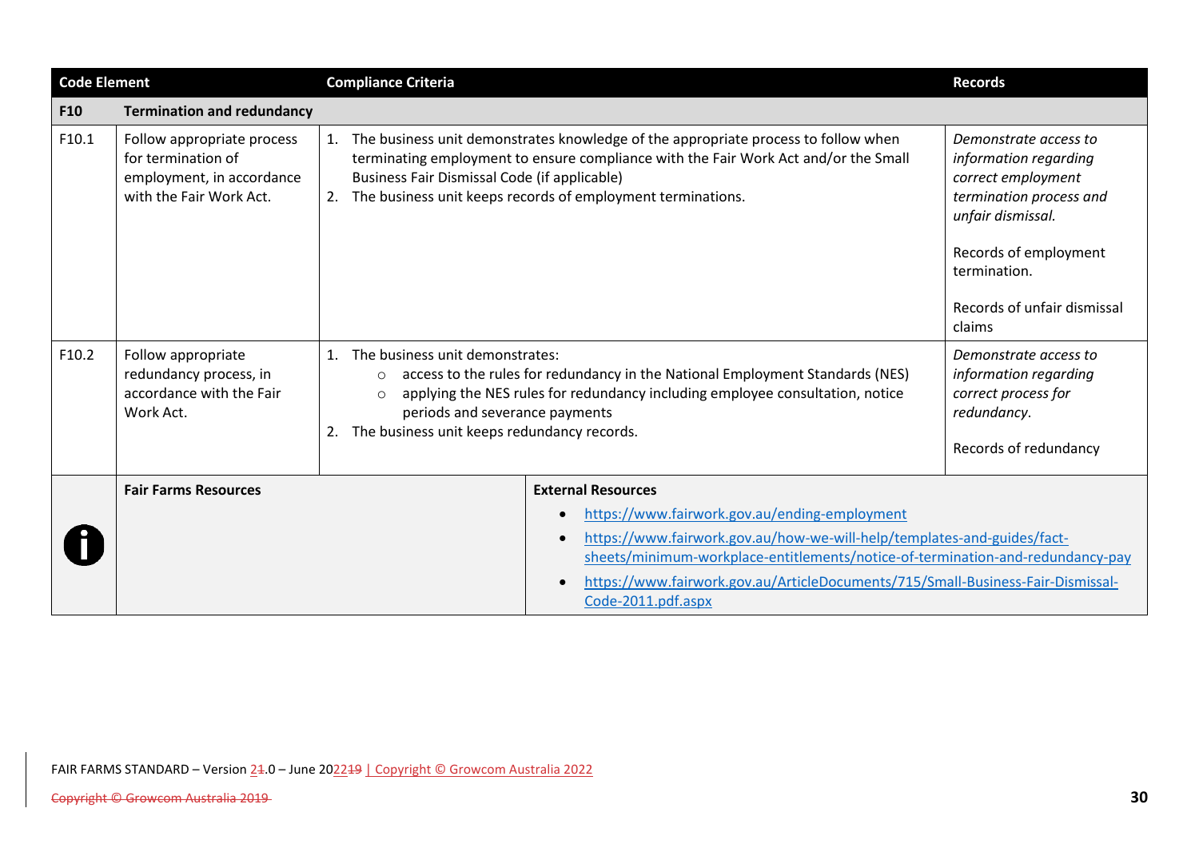| Code Element | | Compliance Criteria | Records |
|---|---|---|---|
| **F10** | **Termination and redundancy** | | |
| F10.1 | Follow appropriate process for termination of employment, in accordance with the Fair Work Act. | 1. The business unit demonstrates knowledge of the appropriate process to follow when terminating employment to ensure compliance with the Fair Work Act and/or the Small Business Fair Dismissal Code (if applicable)<br>2. The business unit keeps records of employment terminations. | *Demonstrate access to information regarding correct employment termination process and unfair dismissal.*<br><br>Records of employment termination.<br><br>Records of unfair dismissal claims |
| F10.2 | Follow appropriate redundancy process, in accordance with the Fair Work Act. | 1. The business unit demonstrates:<br>○ access to the rules for redundancy in the National Employment Standards (NES)<br>○ applying the NES rules for redundancy including employee consultation, notice periods and severance payments<br>2. The business unit keeps redundancy records. | *Demonstrate access to information regarding correct process for redundancy.*<br><br>Records of redundancy |

| | Fair Farms Resources | External Resources |
|---|---|---|
| ⓘ | | • https://www.fairwork.gov.au/ending-employment<br>• https://www.fairwork.gov.au/how-we-will-help/templates-and-guides/fact-sheets/minimum-workplace-entitlements/notice-of-termination-and-redundancy-pay<br>• https://www.fairwork.gov.au/ArticleDocuments/715/Small-Business-Fair-Dismissal-Code-2011.pdf.aspx |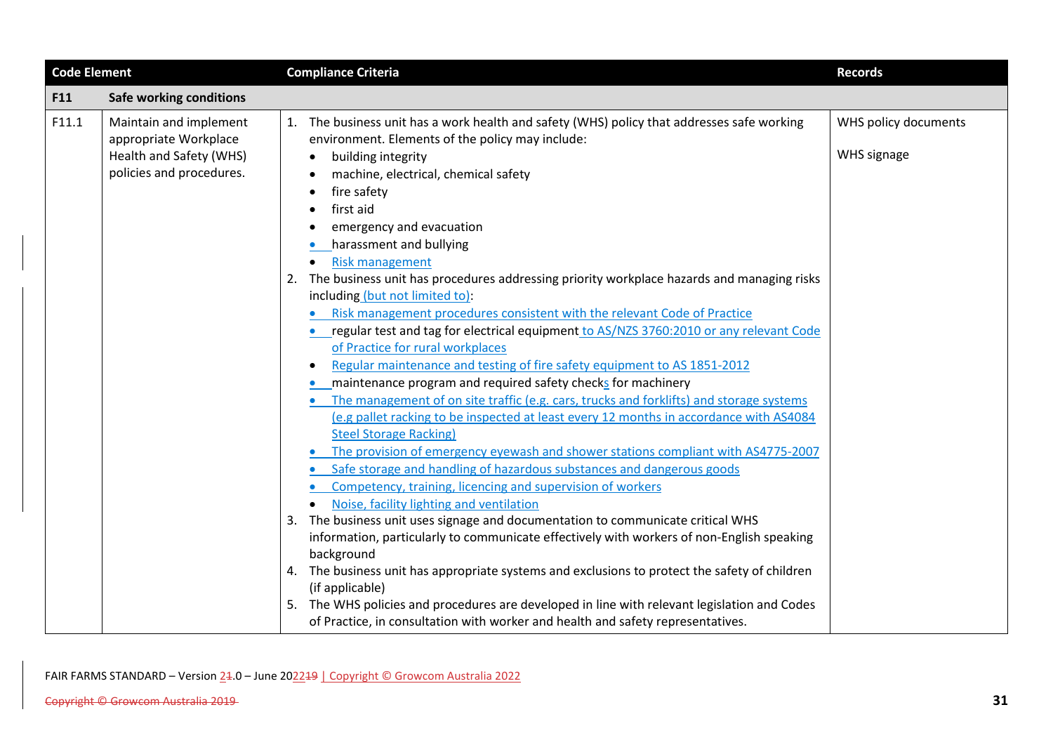| Code Element | | Compliance Criteria | Records |
|---|---|---|---|
| **F11** | **Safe working conditions** | | |
| F11.1 | Maintain and implement appropriate Workplace Health and Safety (WHS) policies and procedures. | 1. The business unit has a work health and safety (WHS) policy that addresses safe working environment. Elements of the policy may include:<br>• building integrity<br>• machine, electrical, chemical safety<br>• fire safety<br>• first aid<br>• emergency and evacuation<br>• harassment and bullying<br>• Risk management<br>2. The business unit has procedures addressing priority workplace hazards and managing risks including (but not limited to):<br>• Risk management procedures consistent with the relevant Code of Practice<br>• regular test and tag for electrical equipment to AS/NZS 3760:2010 or any relevant Code of Practice for rural workplaces<br>• Regular maintenance and testing of fire safety equipment to AS 1851-2012<br>• maintenance program and required safety checks for machinery<br>• The management of on site traffic (e.g. cars, trucks and forklifts) and storage systems (e.g pallet racking to be inspected at least every 12 months in accordance with AS4084 Steel Storage Racking)<br>• The provision of emergency eyewash and shower stations compliant with AS4775-2007<br>• Safe storage and handling of hazardous substances and dangerous goods<br>• Competency, training, licencing and supervision of workers<br>• Noise, facility lighting and ventilation<br>3. The business unit uses signage and documentation to communicate critical WHS information, particularly to communicate effectively with workers of non-English speaking background<br>4. The business unit has appropriate systems and exclusions to protect the safety of children (if applicable)<br>5. The WHS policies and procedures are developed in line with relevant legislation and Codes of Practice, in consultation with worker and health and safety representatives. | WHS policy documents<br><br>WHS signage |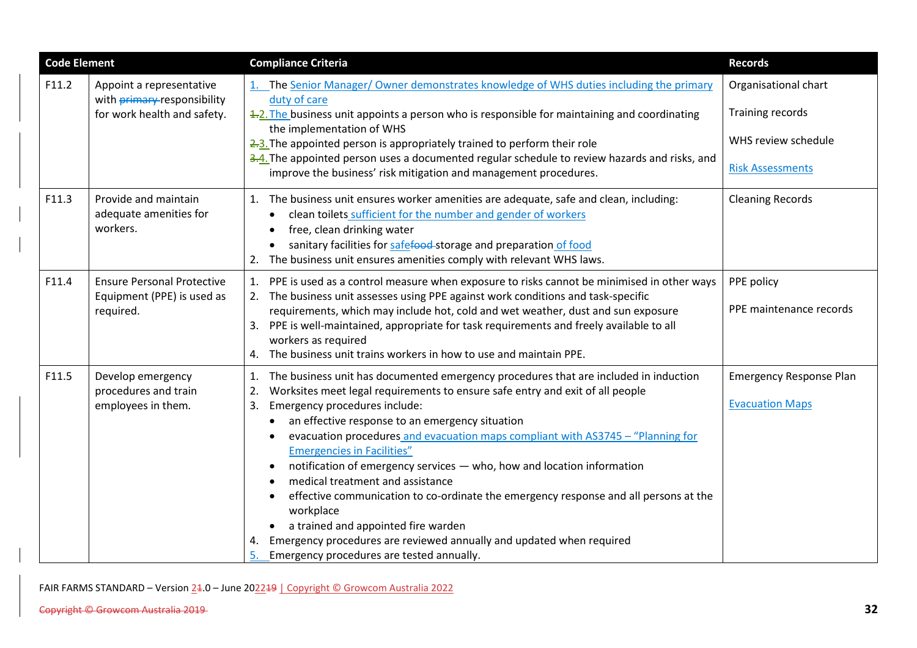| Code Element | | Compliance Criteria | Records |
|---|---|---|---|
| F11.2 | Appoint a representative with primary responsibility for work health and safety. | 1. The Senior Manager/ Owner demonstrates knowledge of WHS duties including the primary duty of care<br>2. The business unit appoints a person who is responsible for maintaining and coordinating the implementation of WHS<br>3. The appointed person is appropriately trained to perform their role<br>4. The appointed person uses a documented regular schedule to review hazards and risks, and improve the business' risk mitigation and management procedures. | Organisational chart<br><br>Training records<br><br>WHS review schedule<br><br>Risk Assessments |
| F11.3 | Provide and maintain adequate amenities for workers. | 1. The business unit ensures worker amenities are adequate, safe and clean, including:<br>• clean toilets sufficient for the number and gender of workers<br>• free, clean drinking water<br>• sanitary facilities for safe storage and preparation of food<br>2. The business unit ensures amenities comply with relevant WHS laws. | Cleaning Records |
| F11.4 | Ensure Personal Protective Equipment (PPE) is used as required. | 1. PPE is used as a control measure when exposure to risks cannot be minimised in other ways<br>2. The business unit assesses using PPE against work conditions and task-specific requirements, which may include hot, cold and wet weather, dust and sun exposure<br>3. PPE is well-maintained, appropriate for task requirements and freely available to all workers as required<br>4. The business unit trains workers in how to use and maintain PPE. | PPE policy<br><br>PPE maintenance records |
| F11.5 | Develop emergency procedures and train employees in them. | 1. The business unit has documented emergency procedures that are included in induction<br>2. Worksites meet legal requirements to ensure safe entry and exit of all people<br>3. Emergency procedures include:<br>• an effective response to an emergency situation<br>• evacuation procedures and evacuation maps compliant with AS3745 – "Planning for Emergencies in Facilities"<br>• notification of emergency services — who, how and location information<br>• medical treatment and assistance<br>• effective communication to co-ordinate the emergency response and all persons at the workplace<br>• a trained and appointed fire warden<br>4. Emergency procedures are reviewed annually and updated when required<br>5. Emergency procedures are tested annually. | Emergency Response Plan<br><br>Evacuation Maps |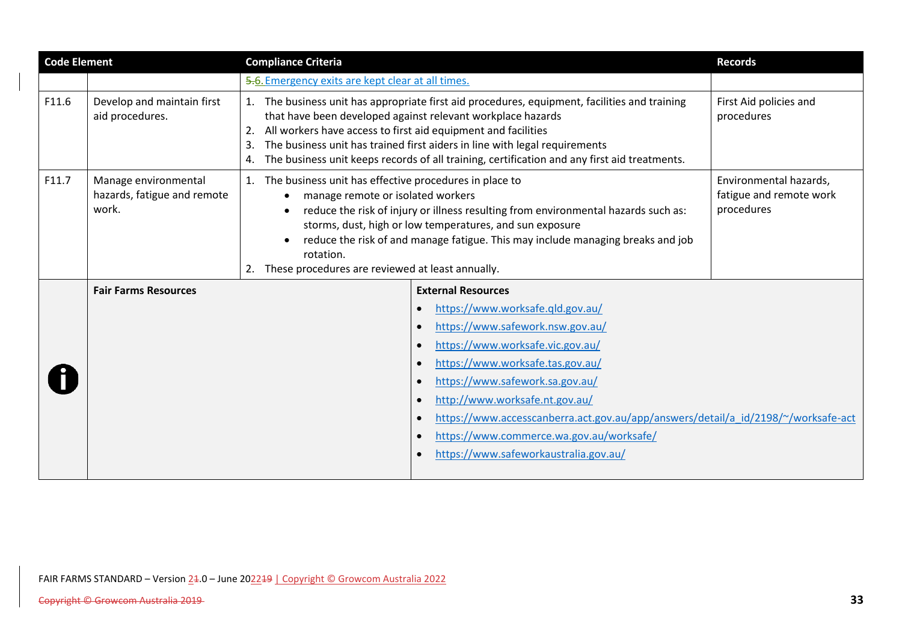| Code Element | | Compliance Criteria | Records |
|---|---|---|---|
| | | 5.6. Emergency exits are kept clear at all times. | |
| F11.6 | Develop and maintain first aid procedures. | 1. The business unit has appropriate first aid procedures, equipment, facilities and training that have been developed against relevant workplace hazards<br>2. All workers have access to first aid equipment and facilities<br>3. The business unit has trained first aiders in line with legal requirements<br>4. The business unit keeps records of all training, certification and any first aid treatments. | First Aid policies and procedures |
| F11.7 | Manage environmental hazards, fatigue and remote work. | 1. The business unit has effective procedures in place to<br>• manage remote or isolated workers<br>• reduce the risk of injury or illness resulting from environmental hazards such as: storms, dust, high or low temperatures, and sun exposure<br>• reduce the risk of and manage fatigue. This may include managing breaks and job rotation.<br>2. These procedures are reviewed at least annually. | Environmental hazards, fatigue and remote work procedures |

**Fair Farms Resources**

**External Resources**

- https://www.worksafe.qld.gov.au/
- https://www.safework.nsw.gov.au/
- https://www.worksafe.vic.gov.au/
- https://www.worksafe.tas.gov.au/
- https://www.safework.sa.gov.au/
- http://www.worksafe.nt.gov.au/
- https://www.accesscanberra.act.gov.au/app/answers/detail/a_id/2198/~/worksafe-act
- https://www.commerce.wa.gov.au/worksafe/
- https://www.safeworkaustralia.gov.au/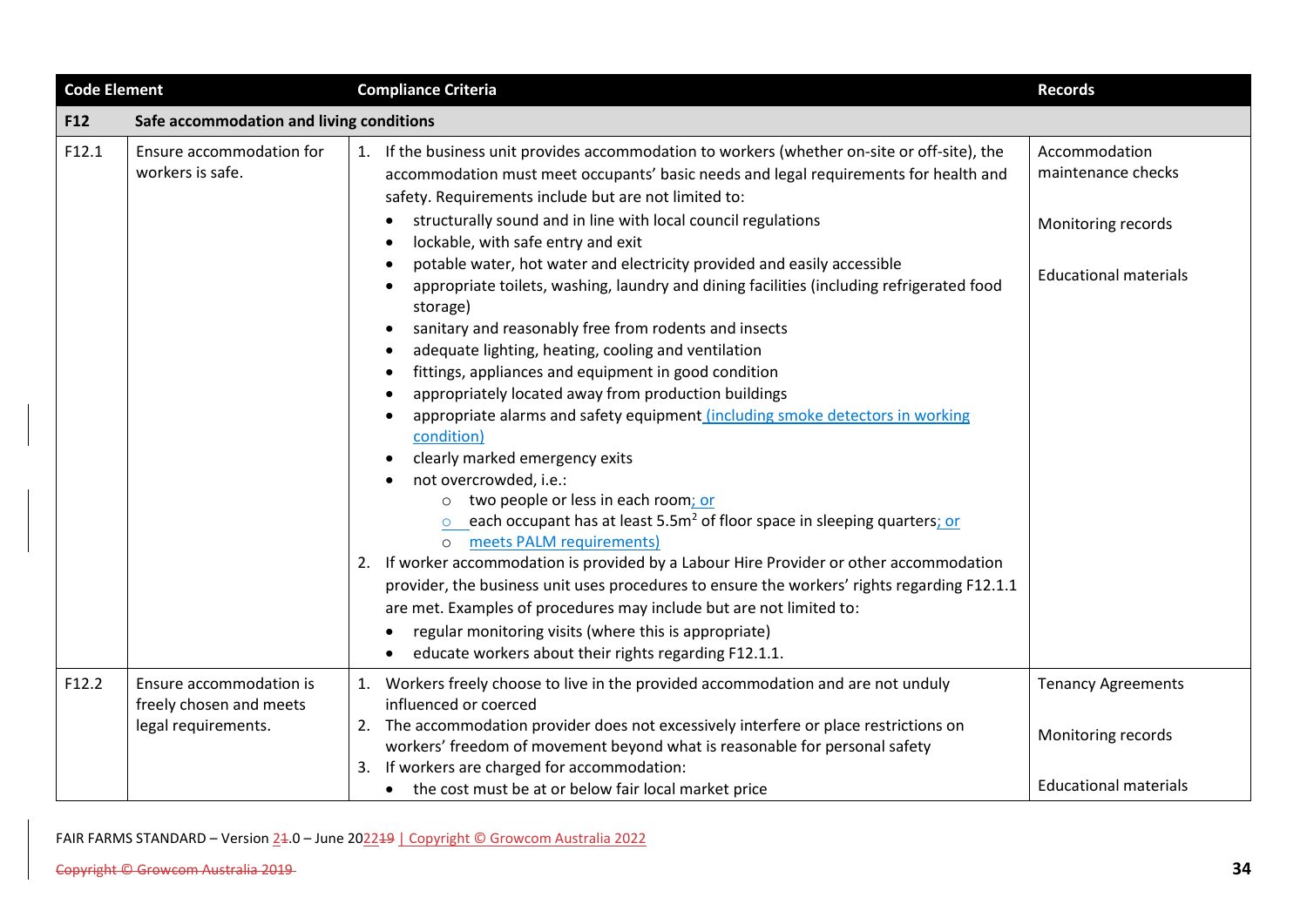| Code Element | | Compliance Criteria | Records |
|---|---|---|---|
| **F12** | **Safe accommodation and living conditions** | | |
| F12.1 | Ensure accommodation for workers is safe. | 1. If the business unit provides accommodation to workers (whether on-site or off-site), the accommodation must meet occupants' basic needs and legal requirements for health and safety. Requirements include but are not limited to:<br>• structurally sound and in line with local council regulations<br>• lockable, with safe entry and exit<br>• potable water, hot water and electricity provided and easily accessible<br>• appropriate toilets, washing, laundry and dining facilities (including refrigerated food storage)<br>• sanitary and reasonably free from rodents and insects<br>• adequate lighting, heating, cooling and ventilation<br>• fittings, appliances and equipment in good condition<br>• appropriately located away from production buildings<br>• appropriate alarms and safety equipment (including smoke detectors in working condition)<br>• clearly marked emergency exits<br>• not overcrowded, i.e.:<br>  ○ two people or less in each room; or<br>  ○ each occupant has at least 5.5m$^2$ of floor space in sleeping quarters; or<br>  ○ meets PALM requirements)<br>2. If worker accommodation is provided by a Labour Hire Provider or other accommodation provider, the business unit uses procedures to ensure the workers' rights regarding F12.1.1 are met. Examples of procedures may include but are not limited to:<br>• regular monitoring visits (where this is appropriate)<br>• educate workers about their rights regarding F12.1.1. | Accommodation maintenance checks<br><br>Monitoring records<br><br>Educational materials |
| F12.2 | Ensure accommodation is freely chosen and meets legal requirements. | 1. Workers freely choose to live in the provided accommodation and are not unduly influenced or coerced<br>2. The accommodation provider does not excessively interfere or place restrictions on workers' freedom of movement beyond what is reasonable for personal safety<br>3. If workers are charged for accommodation:<br>• the cost must be at or below fair local market price | Tenancy Agreements<br><br>Monitoring records<br><br>Educational materials |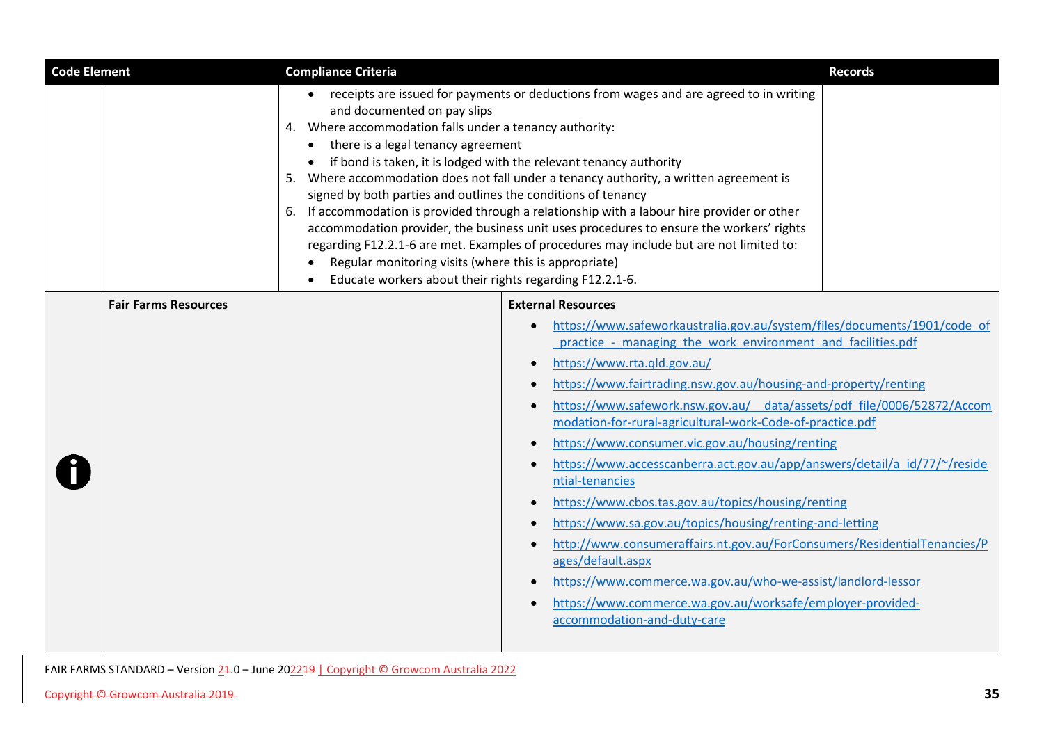| Code Element | | Compliance Criteria | Records |
|---|---|---|---|
| | | • receipts are issued for payments or deductions from wages and are agreed to in writing and documented on pay slips<br>4. Where accommodation falls under a tenancy authority:<br>• there is a legal tenancy agreement<br>• if bond is taken, it is lodged with the relevant tenancy authority<br>5. Where accommodation does not fall under a tenancy authority, a written agreement is signed by both parties and outlines the conditions of tenancy<br>6. If accommodation is provided through a relationship with a labour hire provider or other accommodation provider, the business unit uses procedures to ensure the workers' rights regarding F12.2.1-6 are met. Examples of procedures may include but are not limited to:<br>• Regular monitoring visits (where this is appropriate)<br>• Educate workers about their rights regarding F12.2.1-6. | |

| | Fair Farms Resources | External Resources |
|---|---|---|
| i | | • https://www.safeworkaustralia.gov.au/system/files/documents/1901/code_of_practice_-_managing_the_work_environment_and_facilities.pdf<br>• https://www.rta.qld.gov.au/<br>• https://www.fairtrading.nsw.gov.au/housing-and-property/renting<br>• https://www.safework.nsw.gov.au/__data/assets/pdf_file/0006/52872/Accommodation-for-rural-agricultural-work-Code-of-practice.pdf<br>• https://www.consumer.vic.gov.au/housing/renting<br>• https://www.accesscanberra.act.gov.au/app/answers/detail/a_id/77/~/residential-tenancies<br>• https://www.cbos.tas.gov.au/topics/housing/renting<br>• https://www.sa.gov.au/topics/housing/renting-and-letting<br>• http://www.consumeraffairs.nt.gov.au/ForConsumers/ResidentialTenancies/Pages/default.aspx<br>• https://www.commerce.wa.gov.au/who-we-assist/landlord-lessor<br>• https://www.commerce.wa.gov.au/worksafe/employer-provided-accommodation-and-duty-care |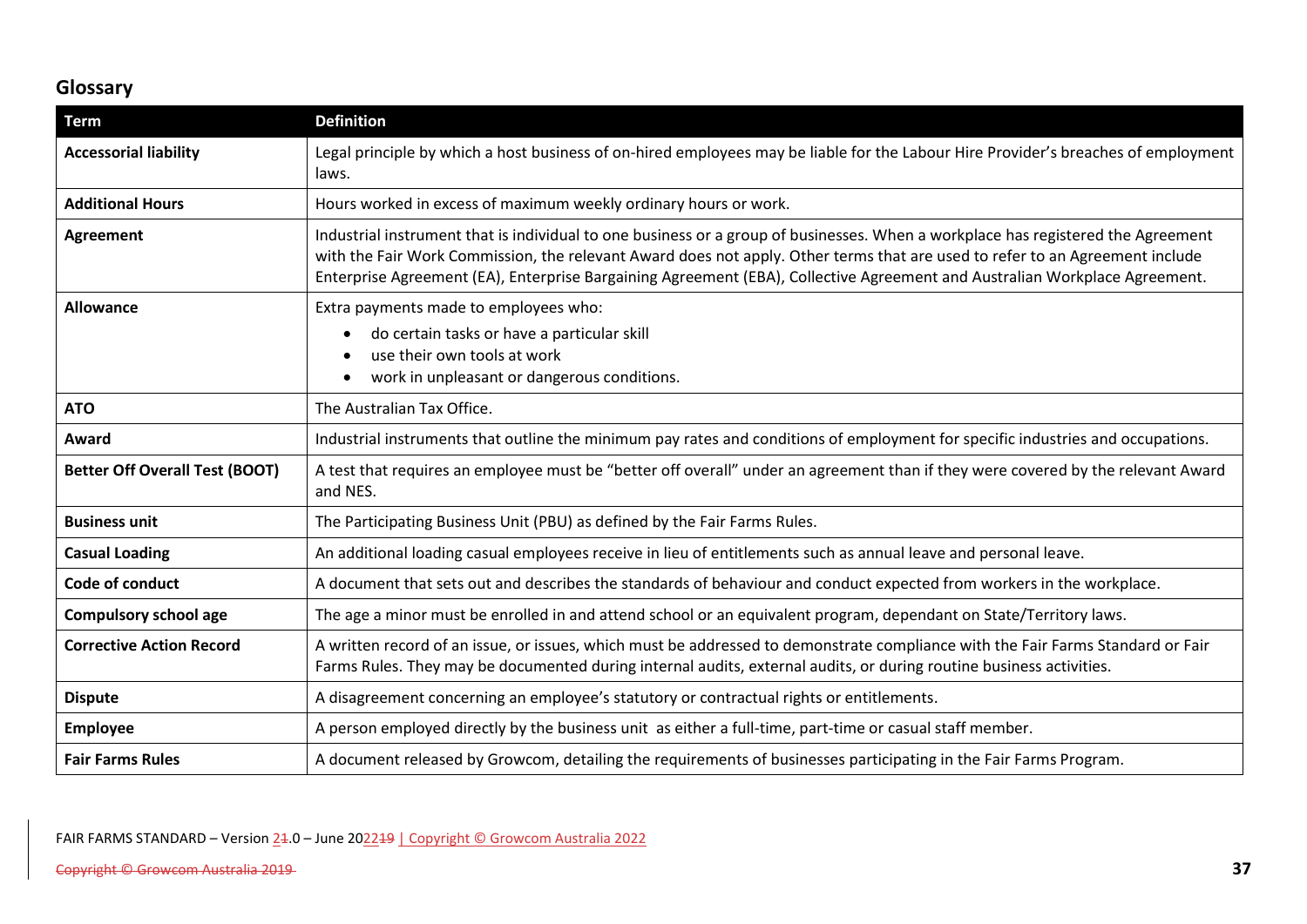## Glossary

| Term | Definition |
|---|---|
| **Accessorial liability** | Legal principle by which a host business of on-hired employees may be liable for the Labour Hire Provider's breaches of employment laws. |
| **Additional Hours** | Hours worked in excess of maximum weekly ordinary hours or work. |
| **Agreement** | Industrial instrument that is individual to one business or a group of businesses. When a workplace has registered the Agreement with the Fair Work Commission, the relevant Award does not apply. Other terms that are used to refer to an Agreement include Enterprise Agreement (EA), Enterprise Bargaining Agreement (EBA), Collective Agreement and Australian Workplace Agreement. |
| **Allowance** | Extra payments made to employees who:<br>• do certain tasks or have a particular skill<br>• use their own tools at work<br>• work in unpleasant or dangerous conditions. |
| **ATO** | The Australian Tax Office. |
| **Award** | Industrial instruments that outline the minimum pay rates and conditions of employment for specific industries and occupations. |
| **Better Off Overall Test (BOOT)** | A test that requires an employee must be "better off overall" under an agreement than if they were covered by the relevant Award and NES. |
| **Business unit** | The Participating Business Unit (PBU) as defined by the Fair Farms Rules. |
| **Casual Loading** | An additional loading casual employees receive in lieu of entitlements such as annual leave and personal leave. |
| **Code of conduct** | A document that sets out and describes the standards of behaviour and conduct expected from workers in the workplace. |
| **Compulsory school age** | The age a minor must be enrolled in and attend school or an equivalent program, dependant on State/Territory laws. |
| **Corrective Action Record** | A written record of an issue, or issues, which must be addressed to demonstrate compliance with the Fair Farms Standard or Fair Farms Rules. They may be documented during internal audits, external audits, or during routine business activities. |
| **Dispute** | A disagreement concerning an employee's statutory or contractual rights or entitlements. |
| **Employee** | A person employed directly by the business unit as either a full-time, part-time or casual staff member. |
| **Fair Farms Rules** | A document released by Growcom, detailing the requirements of businesses participating in the Fair Farms Program. |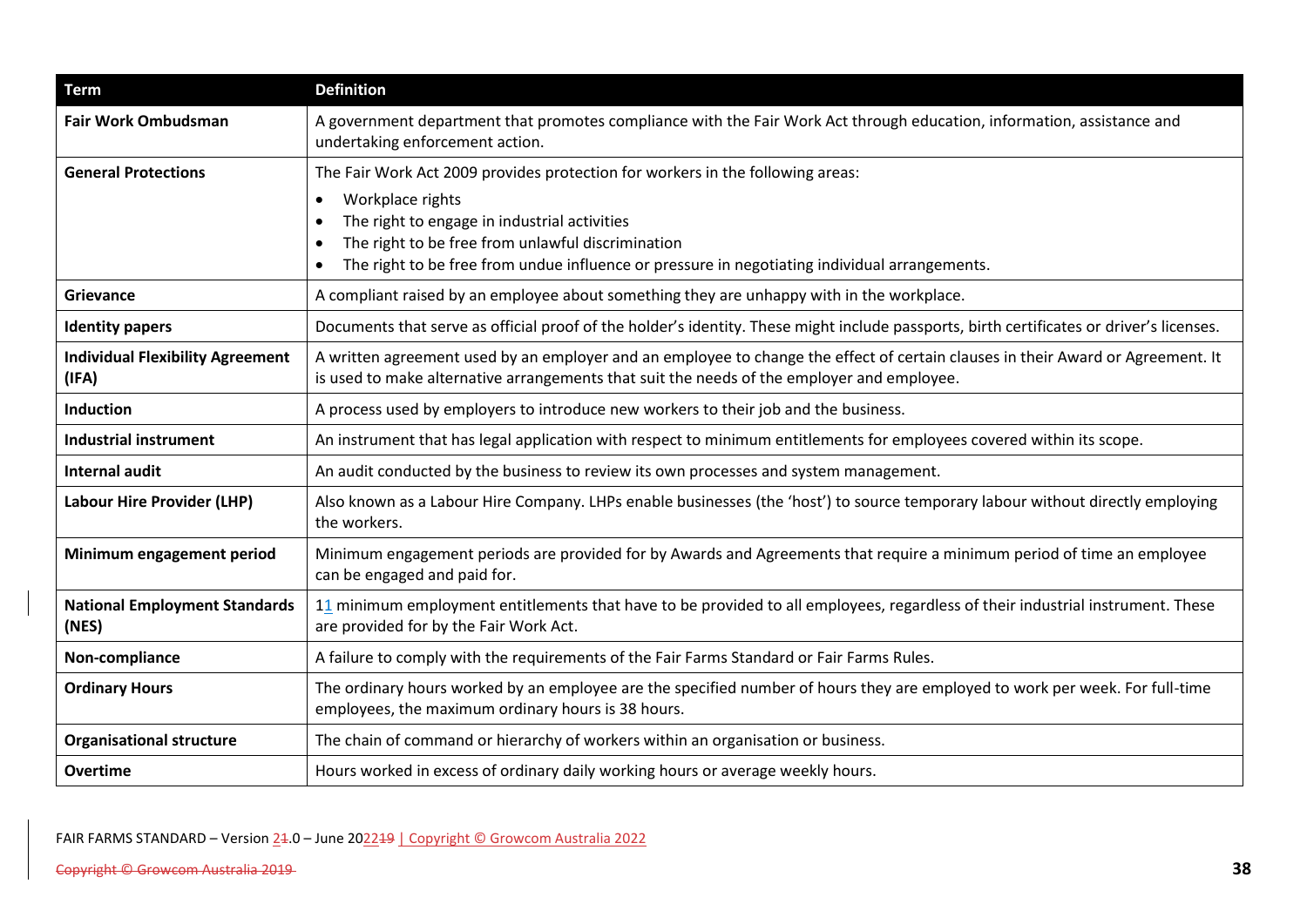| Term | Definition |
|---|---|
| **Fair Work Ombudsman** | A government department that promotes compliance with the Fair Work Act through education, information, assistance and undertaking enforcement action. |
| **General Protections** | The Fair Work Act 2009 provides protection for workers in the following areas: • Workplace rights • The right to engage in industrial activities • The right to be free from unlawful discrimination • The right to be free from undue influence or pressure in negotiating individual arrangements. |
| **Grievance** | A compliant raised by an employee about something they are unhappy with in the workplace. |
| **Identity papers** | Documents that serve as official proof of the holder's identity. These might include passports, birth certificates or driver's licenses. |
| **Individual Flexibility Agreement (IFA)** | A written agreement used by an employer and an employee to change the effect of certain clauses in their Award or Agreement. It is used to make alternative arrangements that suit the needs of the employer and employee. |
| **Induction** | A process used by employers to introduce new workers to their job and the business. |
| **Industrial instrument** | An instrument that has legal application with respect to minimum entitlements for employees covered within its scope. |
| **Internal audit** | An audit conducted by the business to review its own processes and system management. |
| **Labour Hire Provider (LHP)** | Also known as a Labour Hire Company. LHPs enable businesses (the 'host') to source temporary labour without directly employing the workers. |
| **Minimum engagement period** | Minimum engagement periods are provided for by Awards and Agreements that require a minimum period of time an employee can be engaged and paid for. |
| **National Employment Standards (NES)** | 11 minimum employment entitlements that have to be provided to all employees, regardless of their industrial instrument. These are provided for by the Fair Work Act. |
| **Non-compliance** | A failure to comply with the requirements of the Fair Farms Standard or Fair Farms Rules. |
| **Ordinary Hours** | The ordinary hours worked by an employee are the specified number of hours they are employed to work per week. For full-time employees, the maximum ordinary hours is 38 hours. |
| **Organisational structure** | The chain of command or hierarchy of workers within an organisation or business. |
| **Overtime** | Hours worked in excess of ordinary daily working hours or average weekly hours. |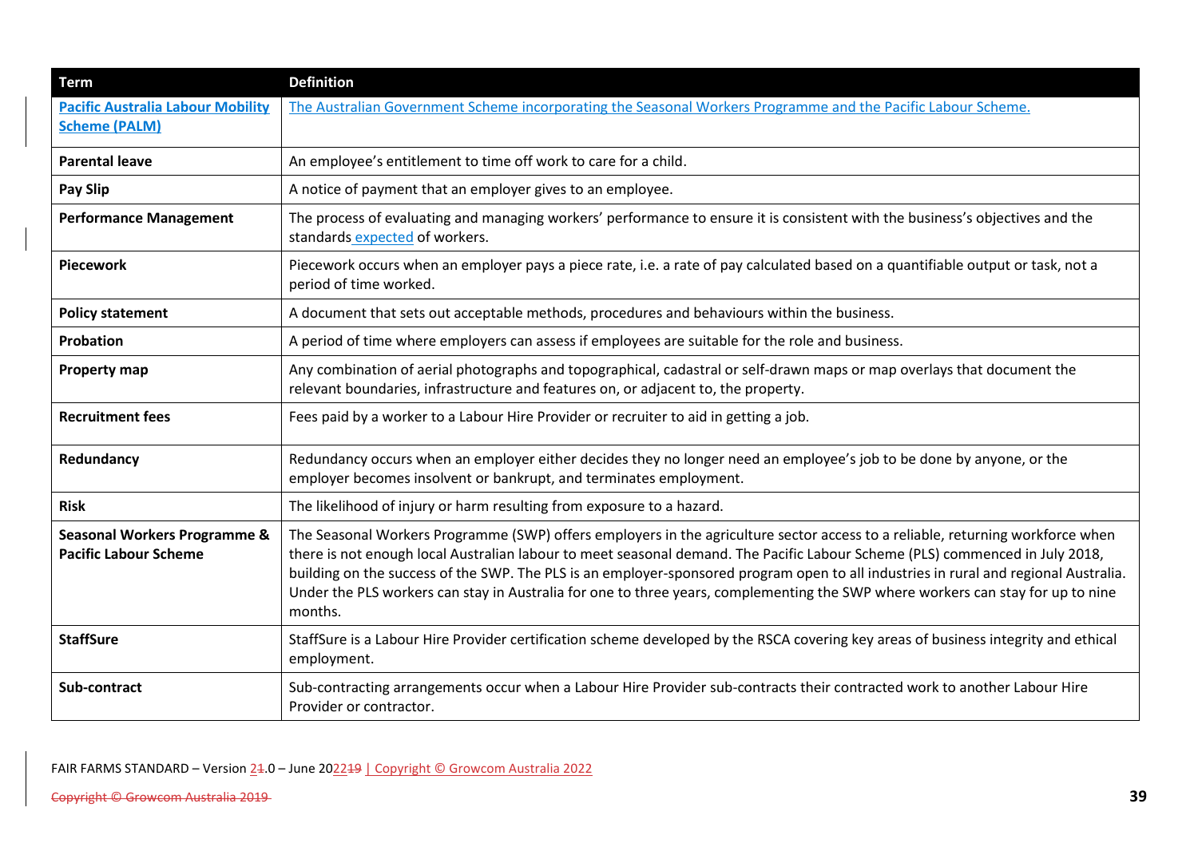| Term | Definition |
|---|---|
| **Pacific Australia Labour Mobility Scheme (PALM)** | The Australian Government Scheme incorporating the Seasonal Workers Programme and the Pacific Labour Scheme. |
| **Parental leave** | An employee's entitlement to time off work to care for a child. |
| **Pay Slip** | A notice of payment that an employer gives to an employee. |
| **Performance Management** | The process of evaluating and managing workers' performance to ensure it is consistent with the business's objectives and the standards expected of workers. |
| **Piecework** | Piecework occurs when an employer pays a piece rate, i.e. a rate of pay calculated based on a quantifiable output or task, not a period of time worked. |
| **Policy statement** | A document that sets out acceptable methods, procedures and behaviours within the business. |
| **Probation** | A period of time where employers can assess if employees are suitable for the role and business. |
| **Property map** | Any combination of aerial photographs and topographical, cadastral or self-drawn maps or map overlays that document the relevant boundaries, infrastructure and features on, or adjacent to, the property. |
| **Recruitment fees** | Fees paid by a worker to a Labour Hire Provider or recruiter to aid in getting a job. |
| **Redundancy** | Redundancy occurs when an employer either decides they no longer need an employee's job to be done by anyone, or the employer becomes insolvent or bankrupt, and terminates employment. |
| **Risk** | The likelihood of injury or harm resulting from exposure to a hazard. |
| **Seasonal Workers Programme & Pacific Labour Scheme** | The Seasonal Workers Programme (SWP) offers employers in the agriculture sector access to a reliable, returning workforce when there is not enough local Australian labour to meet seasonal demand. The Pacific Labour Scheme (PLS) commenced in July 2018, building on the success of the SWP. The PLS is an employer-sponsored program open to all industries in rural and regional Australia. Under the PLS workers can stay in Australia for one to three years, complementing the SWP where workers can stay for up to nine months. |
| **StaffSure** | StaffSure is a Labour Hire Provider certification scheme developed by the RSCA covering key areas of business integrity and ethical employment. |
| **Sub-contract** | Sub-contracting arrangements occur when a Labour Hire Provider sub-contracts their contracted work to another Labour Hire Provider or contractor. |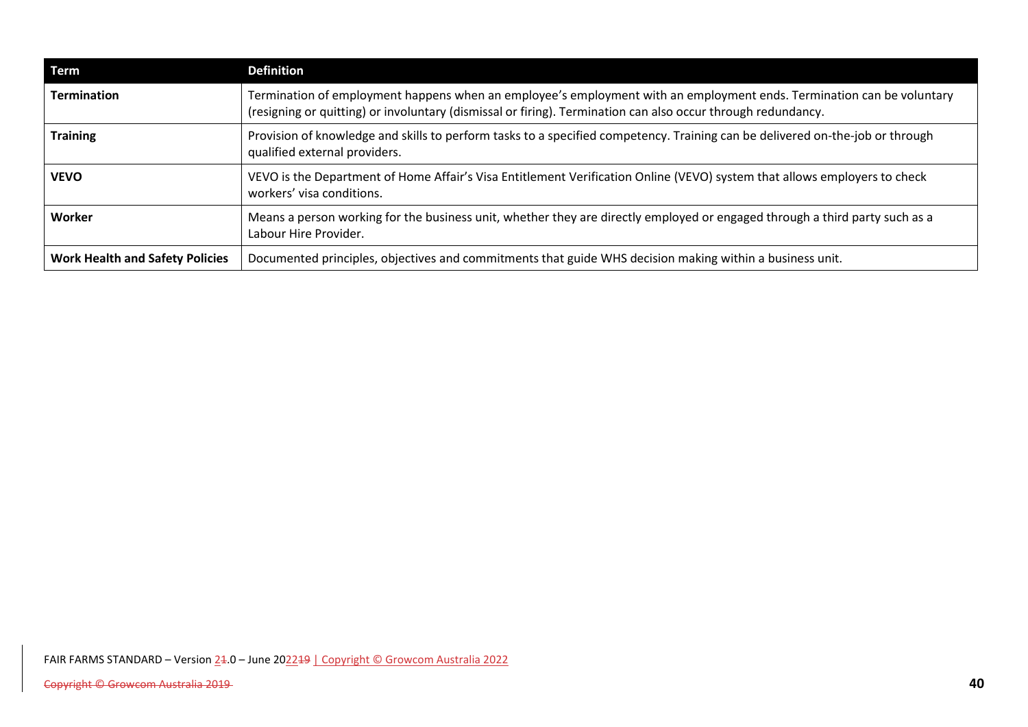| Term | Definition |
|---|---|
| **Termination** | Termination of employment happens when an employee's employment with an employment ends. Termination can be voluntary (resigning or quitting) or involuntary (dismissal or firing). Termination can also occur through redundancy. |
| **Training** | Provision of knowledge and skills to perform tasks to a specified competency. Training can be delivered on-the-job or through qualified external providers. |
| **VEVO** | VEVO is the Department of Home Affair's Visa Entitlement Verification Online (VEVO) system that allows employers to check workers' visa conditions. |
| **Worker** | Means a person working for the business unit, whether they are directly employed or engaged through a third party such as a Labour Hire Provider. |
| **Work Health and Safety Policies** | Documented principles, objectives and commitments that guide WHS decision making within a business unit. |